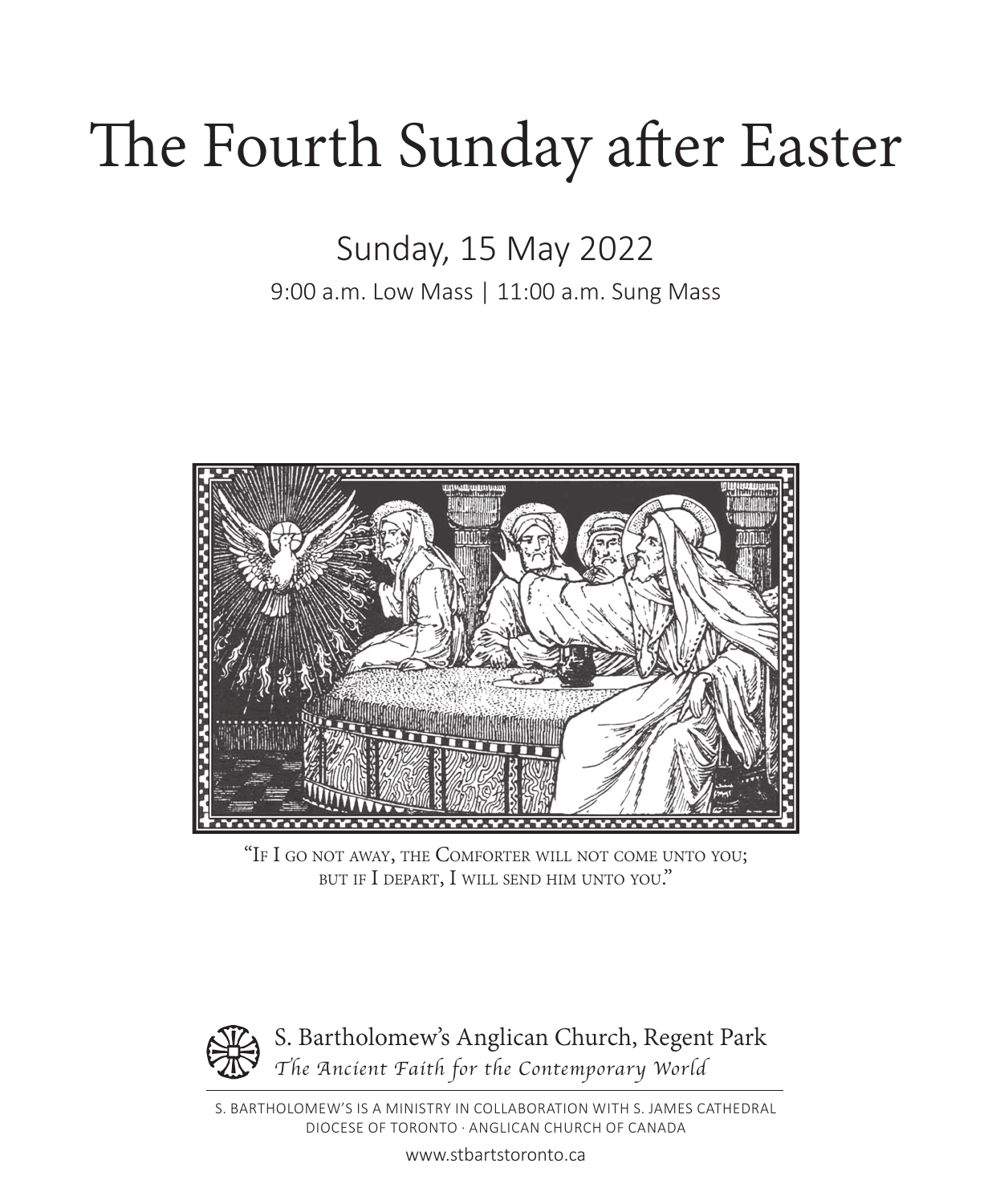# The Fourth Sunday after Easter

## Sunday, 15 May 2022

9:00 a.m. Low Mass | 11:00 a.m. Sung Mass

"If I go not away, the Comforter will not come unto you; but if I depart, I will send him unto you."

S. Bartholomew's Anglican Church, Regent Park
*The Ancient Faith for the Contemporary World*

S. BARTHOLOMEW'S IS A MINISTRY IN COLLABORATION WITH S. JAMES CATHEDRAL
DIOCESE OF TORONTO · ANGLICAN CHURCH OF CANADA

www.stbartstoronto.ca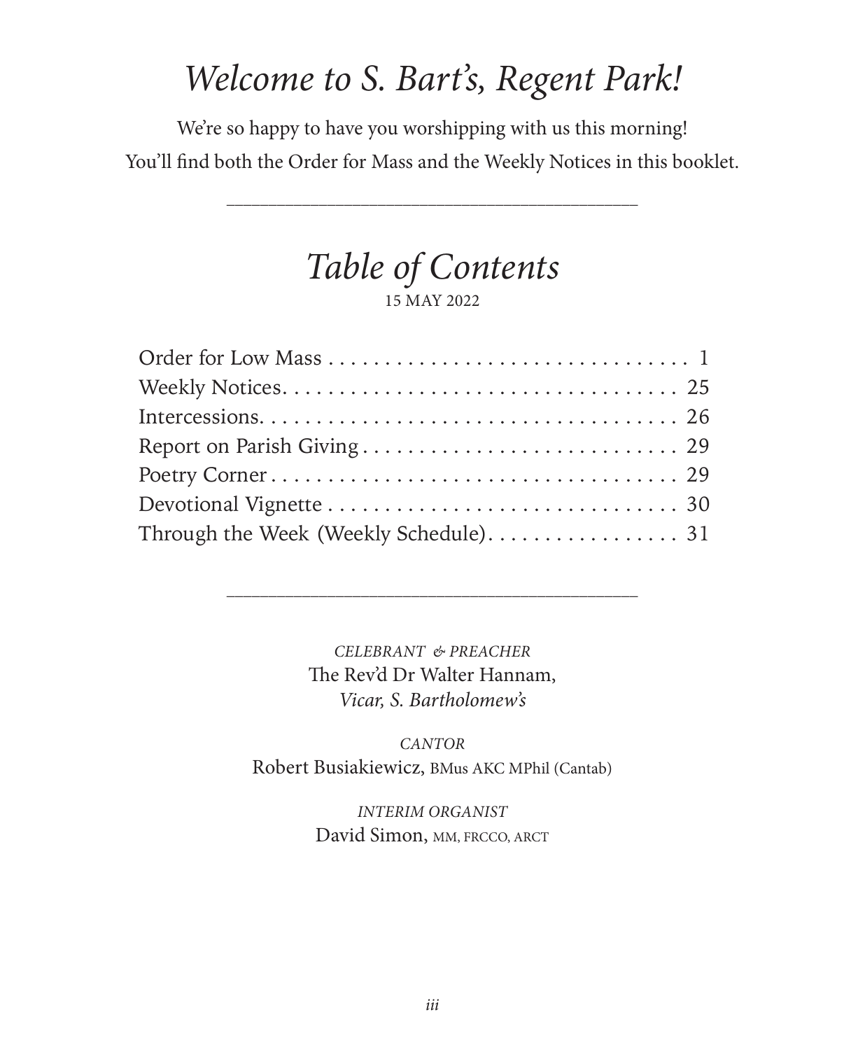# *Welcome to S. Bart's, Regent Park!*

We're so happy to have you worshipping with us this morning!
You'll find both the Order for Mass and the Weekly Notices in this booklet.

---

## *Table of Contents*

15 MAY 2022

| | |
|---|---|
| Order for Low Mass | 1 |
| Weekly Notices | 25 |
| Intercessions | 26 |
| Report on Parish Giving | 29 |
| Poetry Corner | 29 |
| Devotional Vignette | 30 |
| Through the Week (Weekly Schedule) | 31 |

---

*CELEBRANT & PREACHER*
The Rev'd Dr Walter Hannam,
*Vicar, S. Bartholomew's*

*CANTOR*
Robert Busiakiewicz, BMus AKC MPhil (Cantab)

*INTERIM ORGANIST*
David Simon, MM, FRCCO, ARCT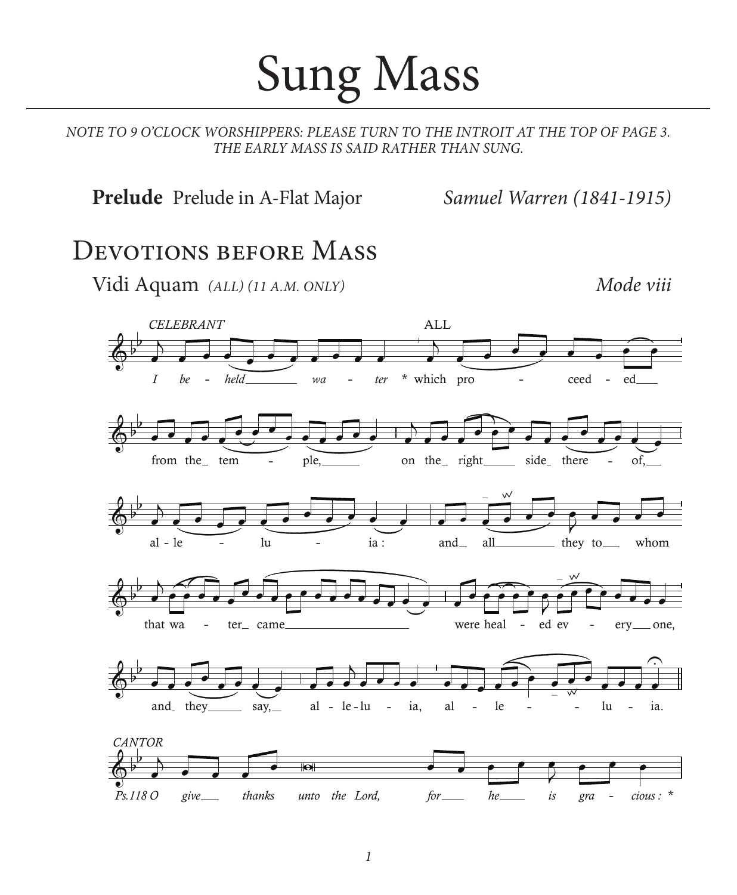# Sung Mass

*NOTE TO 9 O'CLOCK WORSHIPPERS: PLEASE TURN TO THE INTROIT AT THE TOP OF PAGE 3. THE EARLY MASS IS SAID RATHER THAN SUNG.*

**Prelude** Prelude in A-Flat Major *Samuel Warren (1841-1915)*

## Devotions before Mass

Vidi Aquam *(ALL) (11 A.M. ONLY)* *Mode viii*

*CELEBRANT*

*I be - held wa - ter* * ALL which pro - ceed - ed from the tem - ple, on the right side there - of, al - le - lu - ia: and all they to whom that wa - ter came were heal - ed ev - ery one, and they say, al - le - lu - ia, al - le - lu - ia.

*CANTOR*

*Ps.118 O give thanks unto the Lord, for he is gra - cious:* *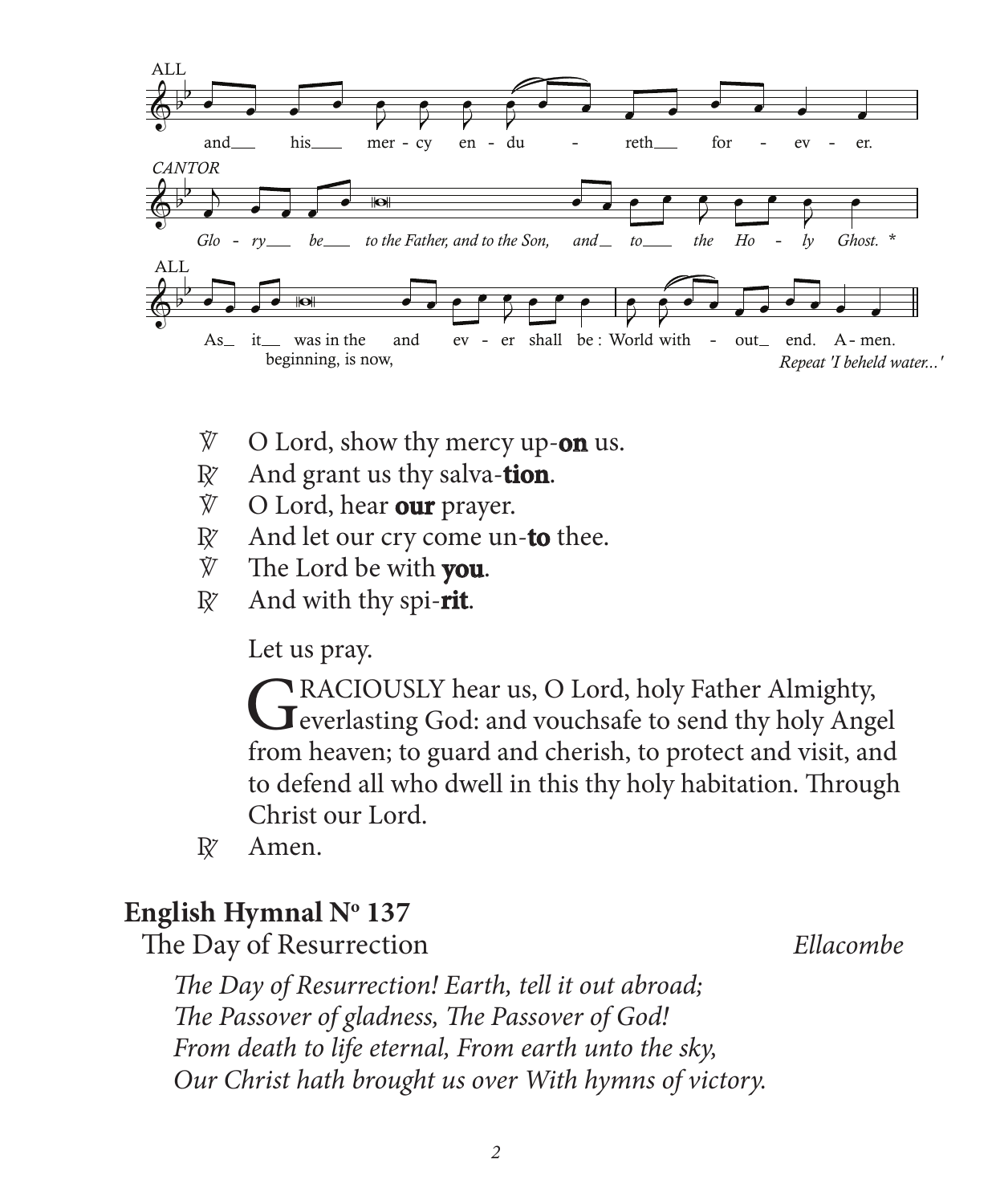ALL

and his mercy endureth for ever.

*CANTOR*

*Glory be to the Father, and to the Son, and to the Holy Ghost.* *

ALL

As it was in the beginning, is now, and ever shall be: World without end. Amen.

*Repeat 'I beheld water...'*

℣ O Lord, show thy mercy up-**on** us.
℟ And grant us thy salva-**tion**.
℣ O Lord, hear **our** prayer.
℟ And let our cry come un-**to** thee.
℣ The Lord be with **you**.
℟ And with thy spi-**rit**.

Let us pray.

GRACIOUSLY hear us, O Lord, holy Father Almighty, everlasting God: and vouchsafe to send thy holy Angel from heaven; to guard and cherish, to protect and visit, and to defend all who dwell in this thy holy habitation. Through Christ our Lord.

℟ Amen.

## English Hymnal Nº 137

The Day of Resurrection *Ellacombe*

*The Day of Resurrection! Earth, tell it out abroad;*
*The Passover of gladness, The Passover of God!*
*From death to life eternal, From earth unto the sky,*
*Our Christ hath brought us over With hymns of victory.*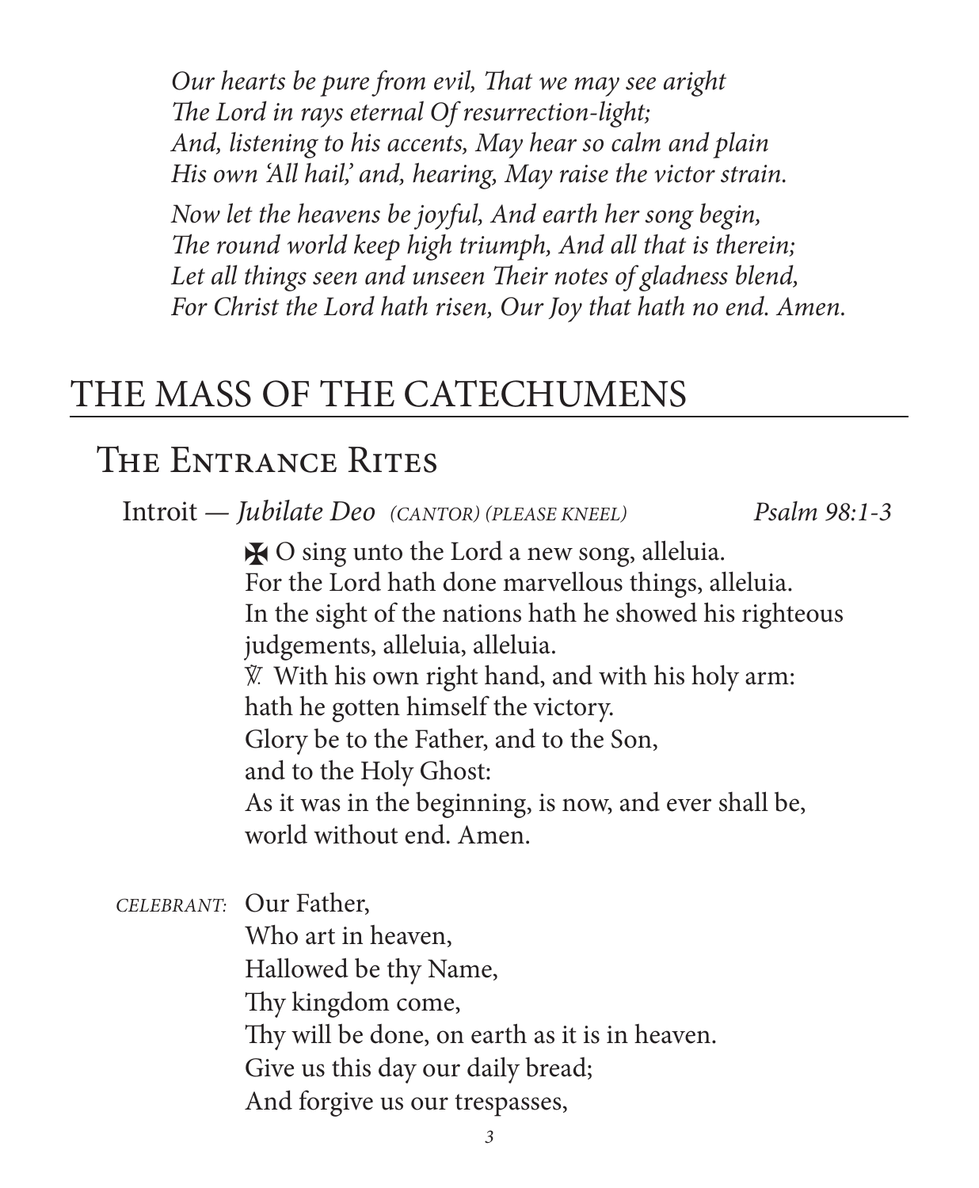*Our hearts be pure from evil, That we may see aright*
*The Lord in rays eternal Of resurrection-light;*
*And, listening to his accents, May hear so calm and plain*
*His own 'All hail,' and, hearing, May raise the victor strain.*

*Now let the heavens be joyful, And earth her song begin,*
*The round world keep high triumph, And all that is therein;*
*Let all things seen and unseen Their notes of gladness blend,*
*For Christ the Lord hath risen, Our Joy that hath no end. Amen.*

# THE MASS OF THE CATECHUMENS

## The Entrance Rites

Introit — *Jubilate Deo* *(CANTOR) (PLEASE KNEEL)* *Psalm 98:1-3*

✠ O sing unto the Lord a new song, alleluia.
For the Lord hath done marvellous things, alleluia.
In the sight of the nations hath he showed his righteous judgements, alleluia, alleluia.
℣. With his own right hand, and with his holy arm:
hath he gotten himself the victory.
Glory be to the Father, and to the Son,
and to the Holy Ghost:
As it was in the beginning, is now, and ever shall be,
world without end. Amen.

*CELEBRANT:* Our Father,
Who art in heaven,
Hallowed be thy Name,
Thy kingdom come,
Thy will be done, on earth as it is in heaven.
Give us this day our daily bread;
And forgive us our trespasses,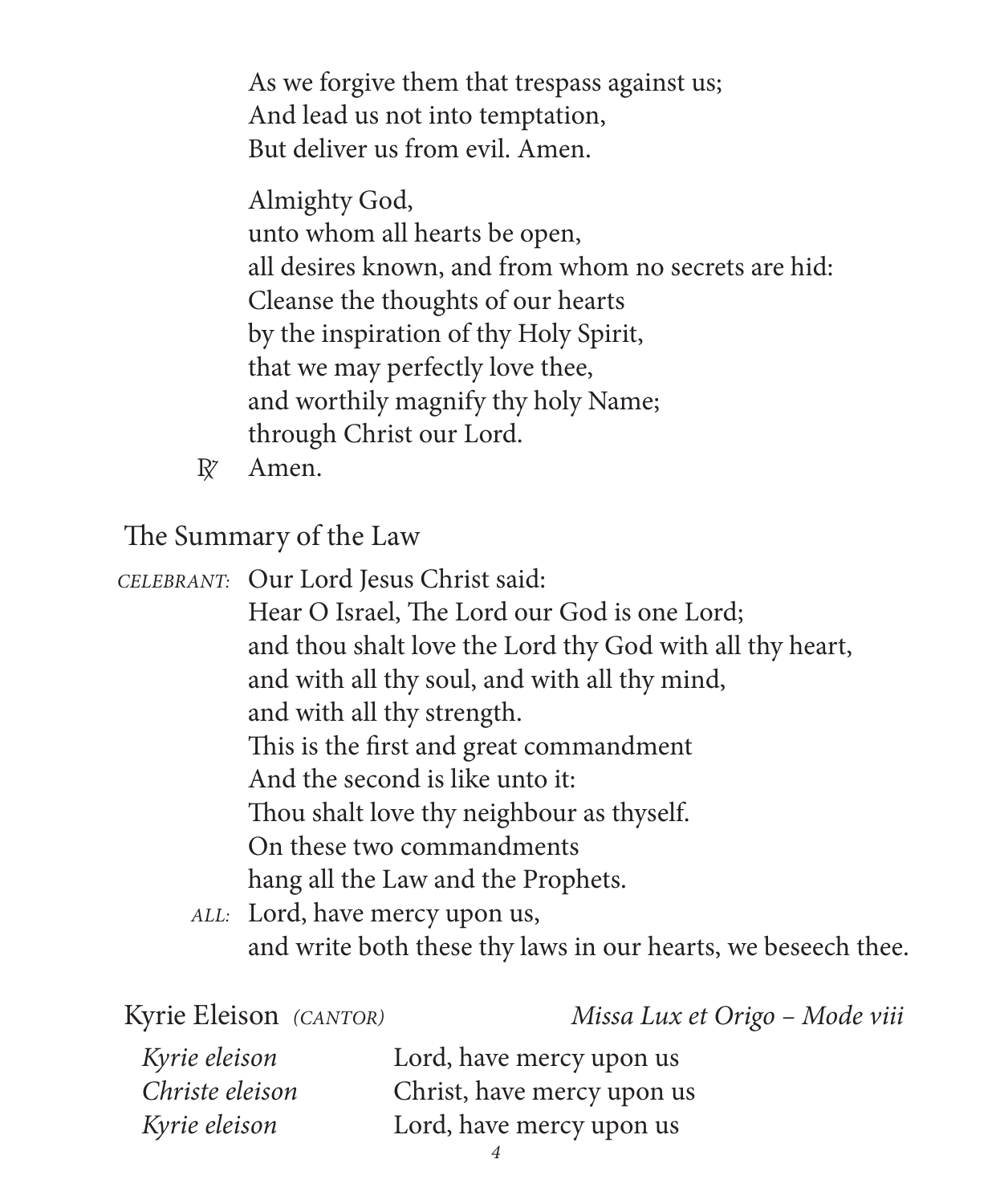As we forgive them that trespass against us;
And lead us not into temptation,
But deliver us from evil. Amen.

Almighty God,
unto whom all hearts be open,
all desires known, and from whom no secrets are hid:
Cleanse the thoughts of our hearts
by the inspiration of thy Holy Spirit,
that we may perfectly love thee,
and worthily magnify thy holy Name;
through Christ our Lord.

℟ Amen.

## The Summary of the Law

*CELEBRANT:* Our Lord Jesus Christ said:
Hear O Israel, The Lord our God is one Lord;
and thou shalt love the Lord thy God with all thy heart,
and with all thy soul, and with all thy mind,
and with all thy strength.
This is the first and great commandment
And the second is like unto it:
Thou shalt love thy neighbour as thyself.
On these two commandments
hang all the Law and the Prophets.

*ALL:* Lord, have mercy upon us,
and write both these thy laws in our hearts, we beseech thee.

## Kyrie Eleison *(CANTOR)* — *Missa Lux et Origo – Mode viii*

| | |
|---|---|
| *Kyrie eleison* | Lord, have mercy upon us |
| *Christe eleison* | Christ, have mercy upon us |
| *Kyrie eleison* | Lord, have mercy upon us |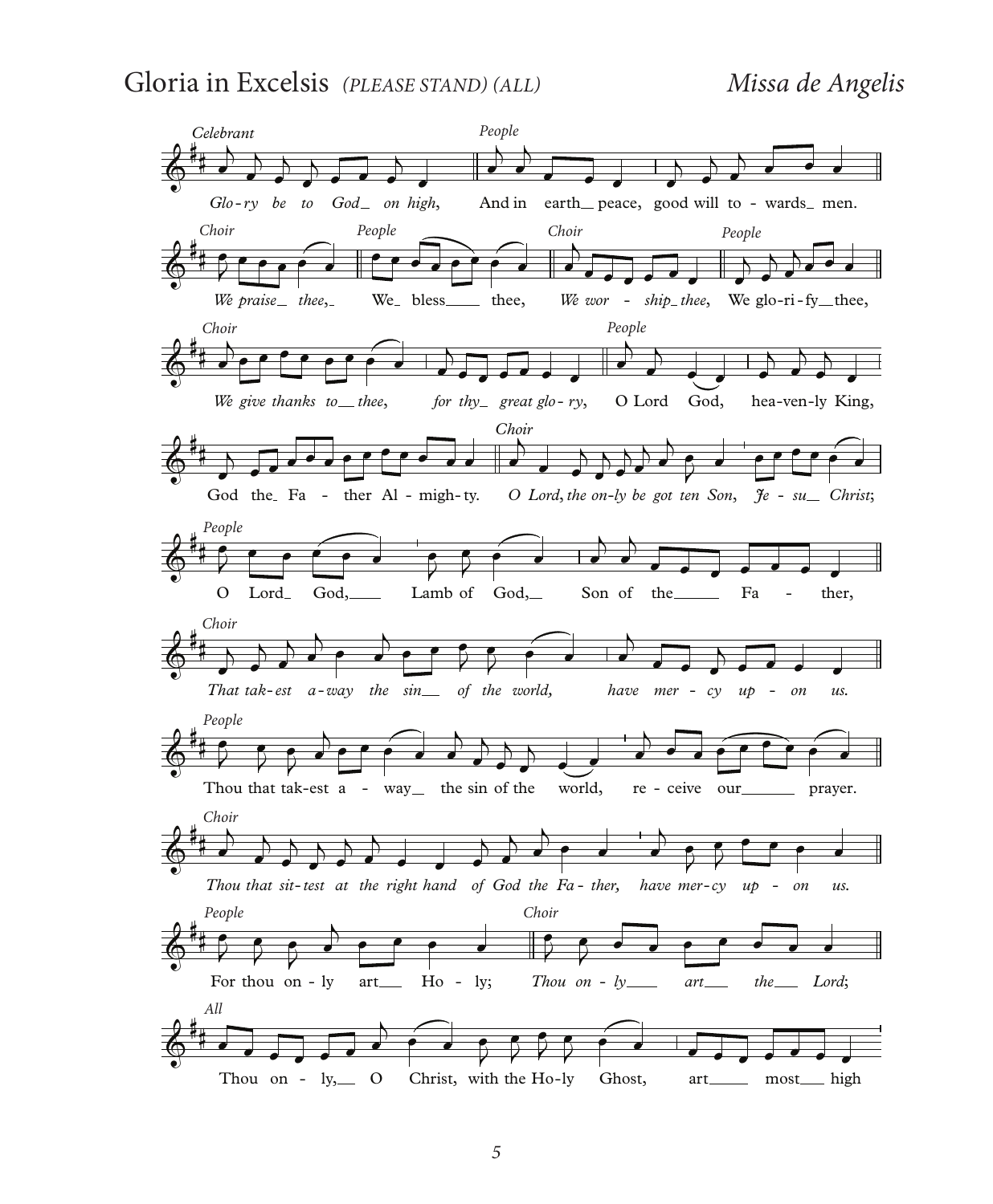# Gloria in Excelsis *(PLEASE STAND) (ALL)* *Missa de Angelis*

*Celebrant*
*Glo-ry be to God on high,*

*People*
And in earth peace, good will to-wards men.

*Choir*
*We praise thee,*

*People*
We bless thee,

*Choir*
*We wor-ship thee,*

*People*
We glo-ri-fy thee,

*Choir*
*We give thanks to thee, for thy great glo-ry,*

*People*
O Lord God, hea-ven-ly King, God the Fa-ther Al-migh-ty.

*Choir*
*O Lord, the on-ly be got ten Son, Je-su Christ;*

*People*
O Lord God, Lamb of God, Son of the Fa-ther,

*Choir*
*That tak-est a-way the sin of the world, have mer-cy up-on us.*

*People*
Thou that tak-est a-way the sin of the world, re-ceive our prayer.

*Choir*
*Thou that sit-test at the right hand of God the Fa-ther, have mer-cy up-on us.*

*People*
For thou on-ly art Ho-ly;

*Choir*
*Thou on-ly art the Lord;*

*All*
Thou on-ly, O Christ, with the Ho-ly Ghost, art most high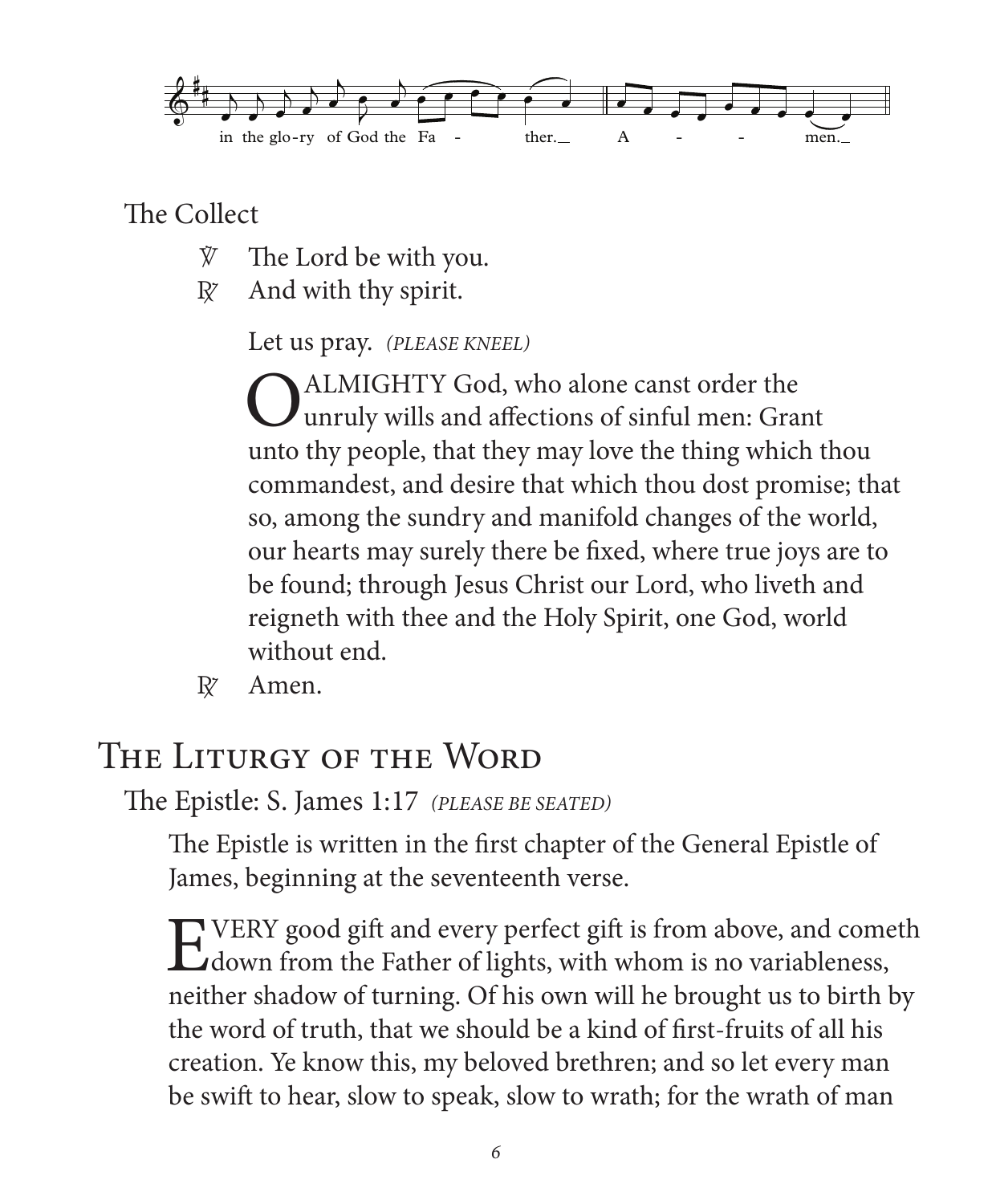in the glo-ry of God the Fa - ther. A - - men.

The Collect

℣ The Lord be with you.

℟ And with thy spirit.

Let us pray. *(PLEASE KNEEL)*

O ALMIGHTY God, who alone canst order the unruly wills and affections of sinful men: Grant unto thy people, that they may love the thing which thou commandest, and desire that which thou dost promise; that so, among the sundry and manifold changes of the world, our hearts may surely there be fixed, where true joys are to be found; through Jesus Christ our Lord, who liveth and reigneth with thee and the Holy Spirit, one God, world without end.

℟ Amen.

# The Liturgy of the Word

The Epistle: S. James 1:17 *(PLEASE BE SEATED)*

The Epistle is written in the first chapter of the General Epistle of James, beginning at the seventeenth verse.

EVERY good gift and every perfect gift is from above, and cometh down from the Father of lights, with whom is no variableness, neither shadow of turning. Of his own will he brought us to birth by the word of truth, that we should be a kind of first-fruits of all his creation. Ye know this, my beloved brethren; and so let every man be swift to hear, slow to speak, slow to wrath; for the wrath of man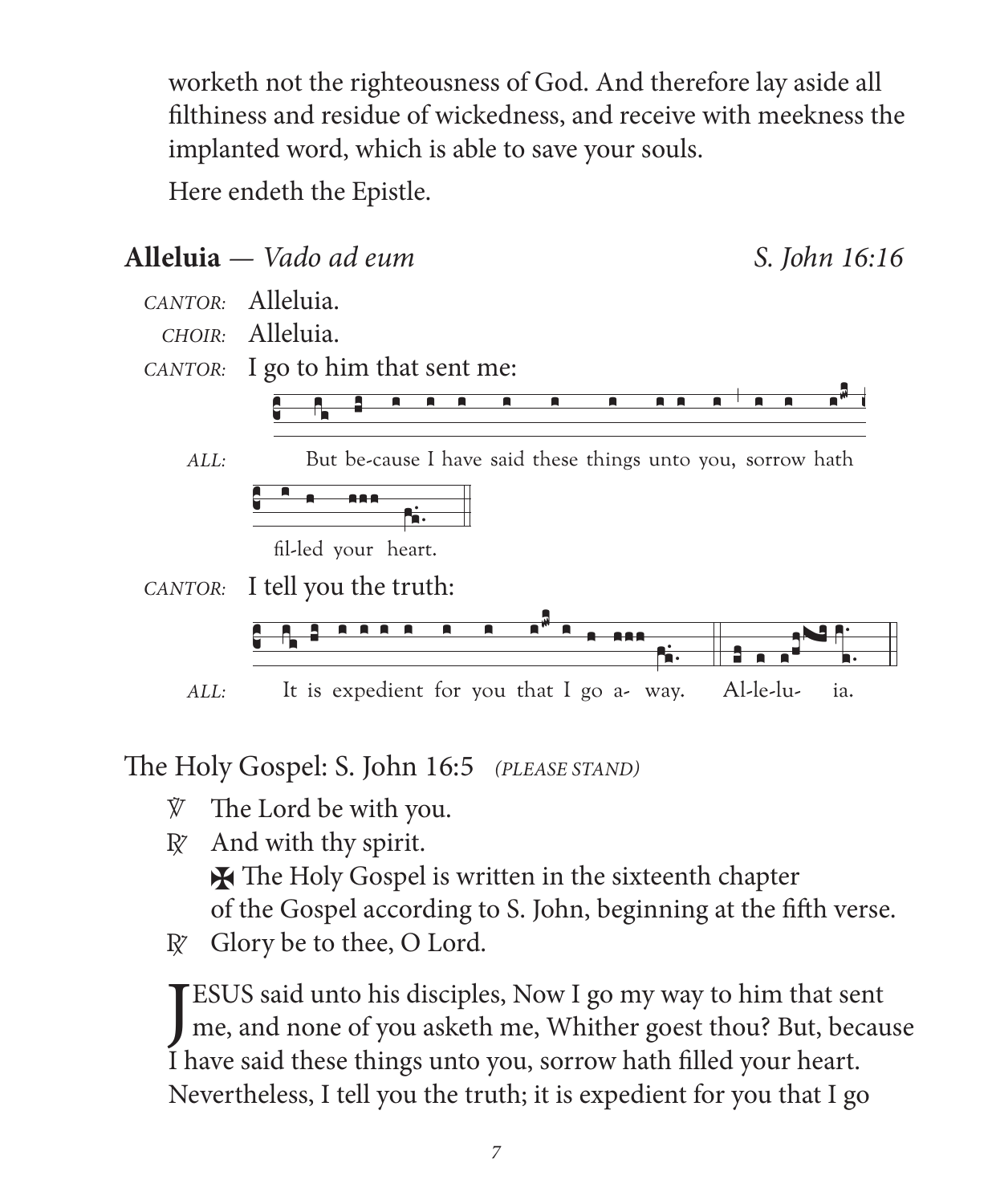worketh not the righteousness of God. And therefore lay aside all filthiness and residue of wickedness, and receive with meekness the implanted word, which is able to save your souls.

Here endeth the Epistle.

**Alleluia** — *Vado ad eum* *S. John 16:16*

*CANTOR:* Alleluia.

*CHOIR:* Alleluia.

*CANTOR:* I go to him that sent me:

*ALL:* But be-cause I have said these things unto you, sorrow hath fil-led your heart.

*CANTOR:* I tell you the truth:

*ALL:* It is expedient for you that I go a- way. Al-le-lu- ia.

The Holy Gospel: S. John 16:5 *(PLEASE STAND)*

℣ The Lord be with you.

℟ And with thy spirit.

✠ The Holy Gospel is written in the sixteenth chapter of the Gospel according to S. John, beginning at the fifth verse.

℟ Glory be to thee, O Lord.

JESUS said unto his disciples, Now I go my way to him that sent me, and none of you asketh me, Whither goest thou? But, because I have said these things unto you, sorrow hath filled your heart. Nevertheless, I tell you the truth; it is expedient for you that I go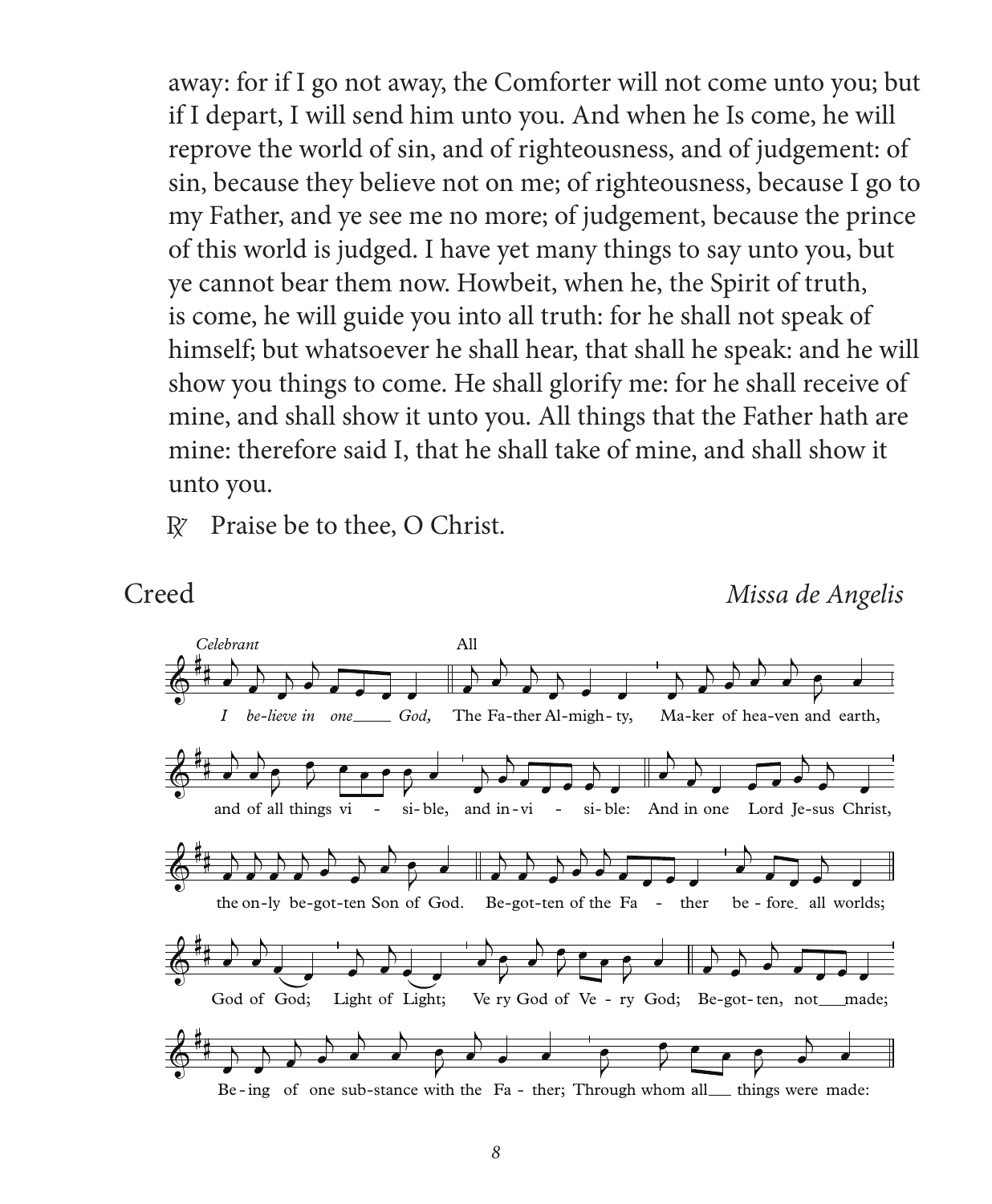away: for if I go not away, the Comforter will not come unto you; but if I depart, I will send him unto you. And when he Is come, he will reprove the world of sin, and of righteousness, and of judgement: of sin, because they believe not on me; of righteousness, because I go to my Father, and ye see me no more; of judgement, because the prince of this world is judged. I have yet many things to say unto you, but ye cannot bear them now. Howbeit, when he, the Spirit of truth, is come, he will guide you into all truth: for he shall not speak of himself; but whatsoever he shall hear, that shall he speak: and he will show you things to come. He shall glorify me: for he shall receive of mine, and shall show it unto you. All things that the Father hath are mine: therefore said I, that he shall take of mine, and shall show it unto you.

℟ Praise be to thee, O Christ.

## Creed

*Missa de Angelis*

*Celebrant*

*I believe in one God,*

All

The Father Almighty, Maker of heaven and earth,

and of all things visible, and invisible:

And in one Lord Jesus Christ, the only begotten Son of God.

Begotten of the Father before all worlds;

God of God; Light of Light; Very God of Very God;

Begotten, not made;

Being of one substance with the Father; Through whom all things were made: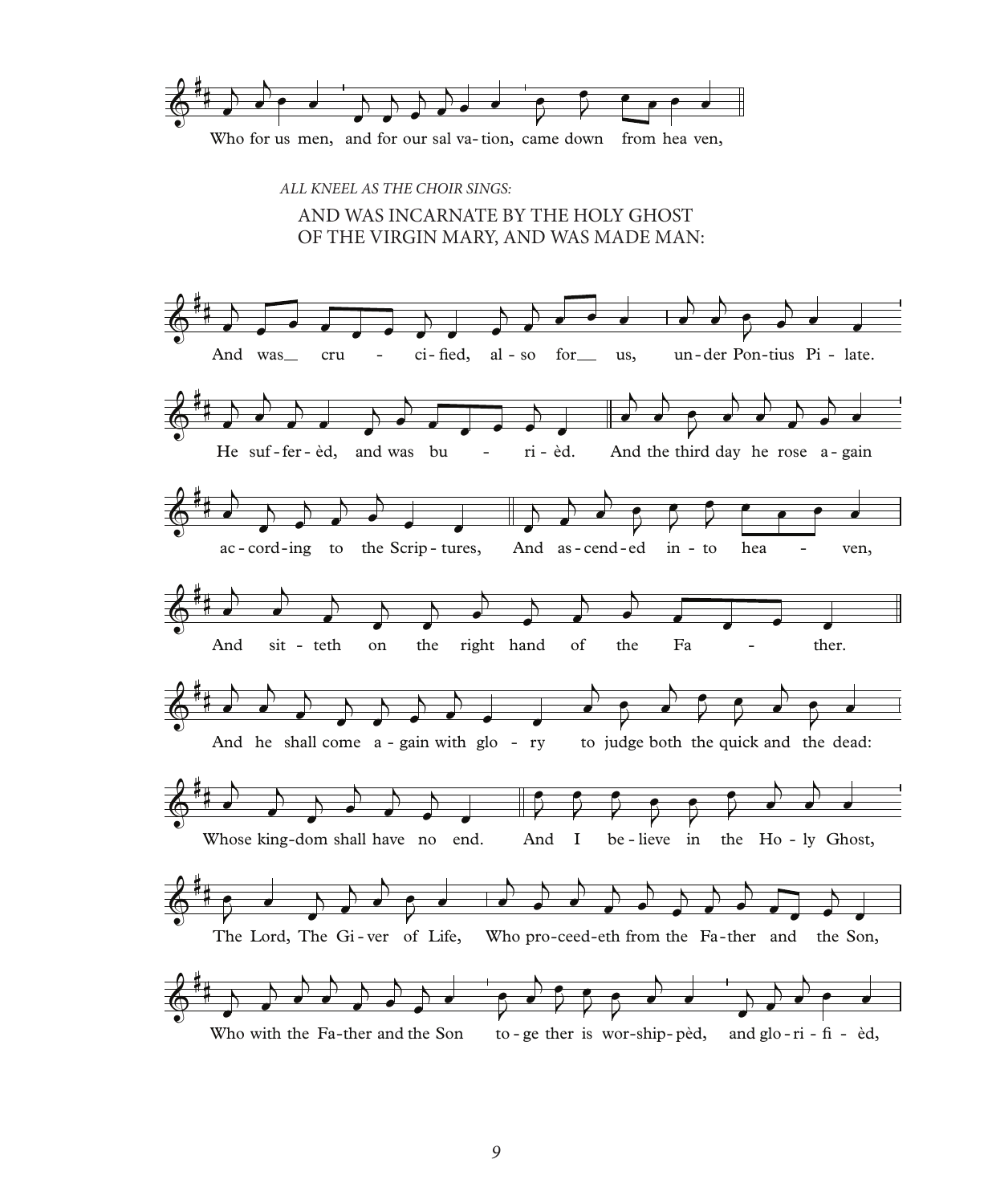Who for us men, and for our sal va- tion, came down from hea ven,

*ALL KNEEL AS THE CHOIR SINGS:*

AND WAS INCARNATE BY THE HOLY GHOST
OF THE VIRGIN MARY, AND WAS MADE MAN:

And was cru - ci- fied, al - so for us, un - der Pon- tius Pi - late.

He suf - fer - èd, and was bu - ri - èd. And the third day he rose a - gain

ac - cord - ing to the Scrip - tures, And as - cend - ed in - to hea - ven,

And sit - teth on the right hand of the Fa - ther.

And he shall come a - gain with glo - ry to judge both the quick and the dead:

Whose king - dom shall have no end. And I be - lieve in the Ho - ly Ghost,

The Lord, The Gi - ver of Life, Who pro - ceed - eth from the Fa - ther and the Son,

Who with the Fa - ther and the Son to - ge ther is wor - ship - pèd, and glo - ri - fi - èd,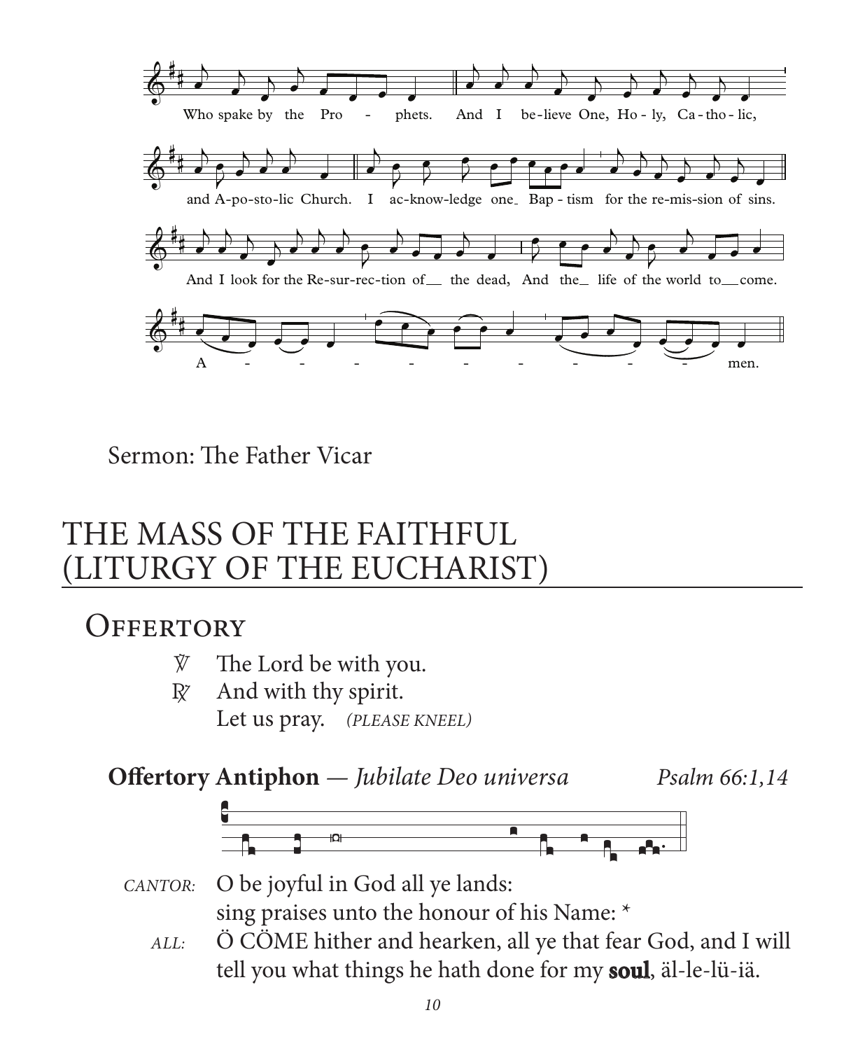Who spake by the Pro - phets. And I be-lieve One, Ho - ly, Ca - tho - lic,

and A-po-sto-lic Church. I ac-know-ledge one Bap - tism for the re-mis-sion of sins.

And I look for the Re-sur-rec-tion of the dead, And the life of the world to come.

A - - - - - - - - - men.

Sermon: The Father Vicar

# THE MASS OF THE FAITHFUL (LITURGY OF THE EUCHARIST)

## Offertory

℣ The Lord be with you.
℟ And with thy spirit.
Let us pray. *(PLEASE KNEEL)*

**Offertory Antiphon** — *Jubilate Deo universa* *Psalm 66:1,14*

*CANTOR:* O be joyful in God all ye lands:
sing praises unto the honour of his Name: *

*ALL:* Ö CÖME hither and hearken, all ye that fear God, and I will tell you what things he hath done for my **soul**, äl-le-lü-iä.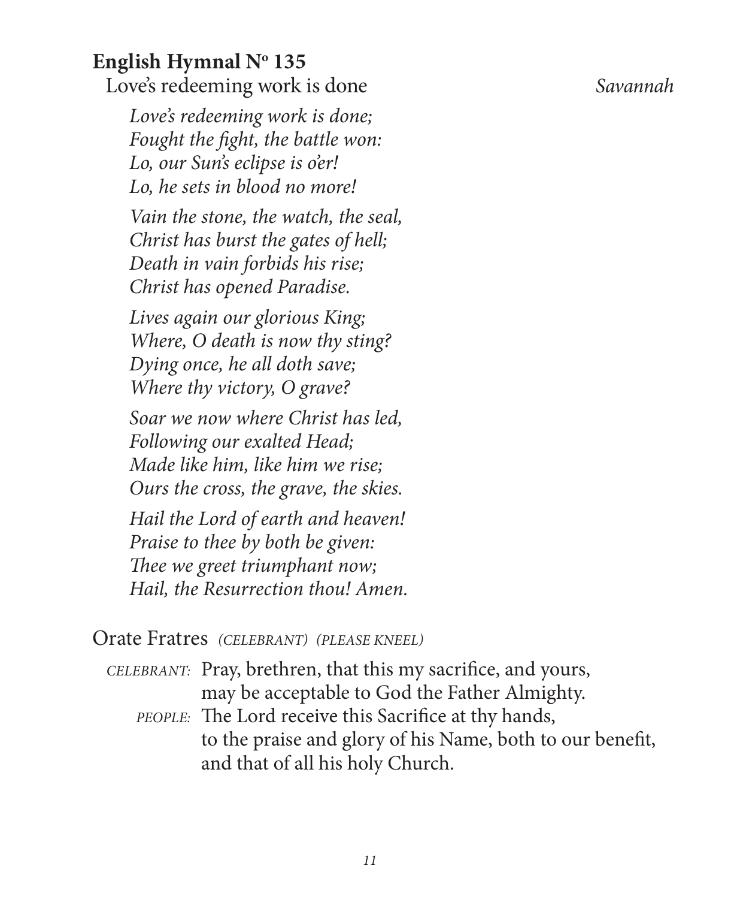### English Hymnal Nº 135

Love's redeeming work is done *Savannah*

*Love's redeeming work is done;*
*Fought the fight, the battle won:*
*Lo, our Sun's eclipse is o'er!*
*Lo, he sets in blood no more!*

*Vain the stone, the watch, the seal,*
*Christ has burst the gates of hell;*
*Death in vain forbids his rise;*
*Christ has opened Paradise.*

*Lives again our glorious King;*
*Where, O death is now thy sting?*
*Dying once, he all doth save;*
*Where thy victory, O grave?*

*Soar we now where Christ has led,*
*Following our exalted Head;*
*Made like him, like him we rise;*
*Ours the cross, the grave, the skies.*

*Hail the Lord of earth and heaven!*
*Praise to thee by both be given:*
*Thee we greet triumphant now;*
*Hail, the Resurrection thou! Amen.*

### Orate Fratres *(CELEBRANT) (PLEASE KNEEL)*

*CELEBRANT:* Pray, brethren, that this my sacrifice, and yours,
may be acceptable to God the Father Almighty.

*PEOPLE:* The Lord receive this Sacrifice at thy hands,
to the praise and glory of his Name, both to our benefit,
and that of all his holy Church.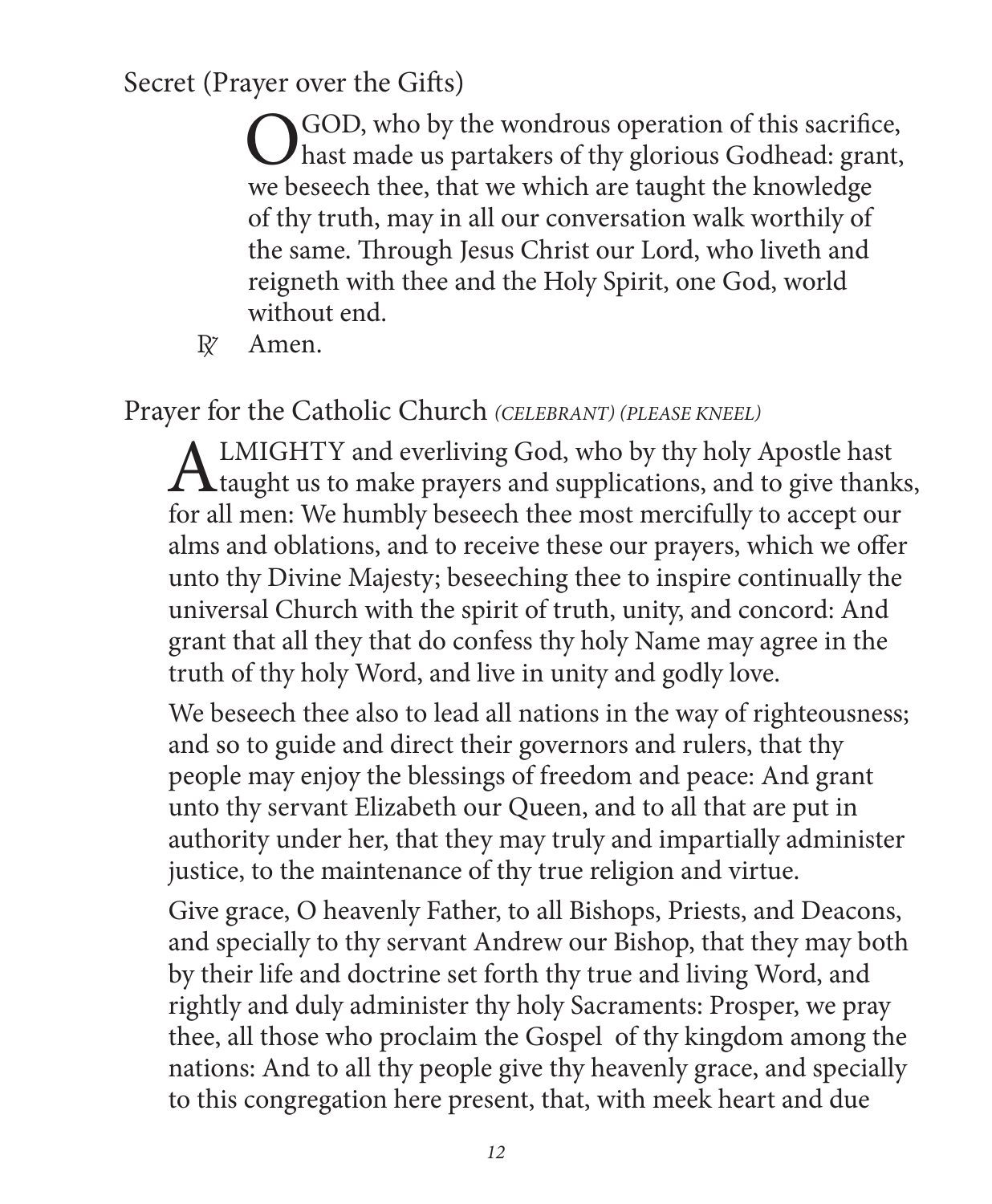## Secret (Prayer over the Gifts)

O GOD, who by the wondrous operation of this sacrifice, hast made us partakers of thy glorious Godhead: grant, we beseech thee, that we which are taught the knowledge of thy truth, may in all our conversation walk worthily of the same. Through Jesus Christ our Lord, who liveth and reigneth with thee and the Holy Spirit, one God, world without end.

℟ Amen.

## Prayer for the Catholic Church *(CELEBRANT) (PLEASE KNEEL)*

ALMIGHTY and everliving God, who by thy holy Apostle hast taught us to make prayers and supplications, and to give thanks, for all men: We humbly beseech thee most mercifully to accept our alms and oblations, and to receive these our prayers, which we offer unto thy Divine Majesty; beseeching thee to inspire continually the universal Church with the spirit of truth, unity, and concord: And grant that all they that do confess thy holy Name may agree in the truth of thy holy Word, and live in unity and godly love.

We beseech thee also to lead all nations in the way of righteousness; and so to guide and direct their governors and rulers, that thy people may enjoy the blessings of freedom and peace: And grant unto thy servant Elizabeth our Queen, and to all that are put in authority under her, that they may truly and impartially administer justice, to the maintenance of thy true religion and virtue.

Give grace, O heavenly Father, to all Bishops, Priests, and Deacons, and specially to thy servant Andrew our Bishop, that they may both by their life and doctrine set forth thy true and living Word, and rightly and duly administer thy holy Sacraments: Prosper, we pray thee, all those who proclaim the Gospel of thy kingdom among the nations: And to all thy people give thy heavenly grace, and specially to this congregation here present, that, with meek heart and due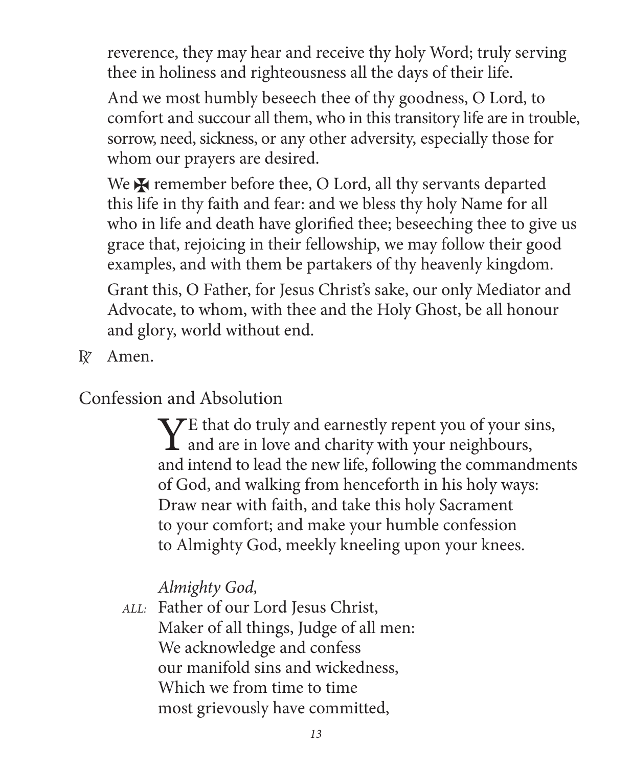reverence, they may hear and receive thy holy Word; truly serving thee in holiness and righteousness all the days of their life.

And we most humbly beseech thee of thy goodness, O Lord, to comfort and succour all them, who in this transitory life are in trouble, sorrow, need, sickness, or any other adversity, especially those for whom our prayers are desired.

We ✠ remember before thee, O Lord, all thy servants departed this life in thy faith and fear: and we bless thy holy Name for all who in life and death have glorified thee; beseeching thee to give us grace that, rejoicing in their fellowship, we may follow their good examples, and with them be partakers of thy heavenly kingdom.

Grant this, O Father, for Jesus Christ's sake, our only Mediator and Advocate, to whom, with thee and the Holy Ghost, be all honour and glory, world without end.

℟ Amen.

## Confession and Absolution

YE that do truly and earnestly repent you of your sins, and are in love and charity with your neighbours, and intend to lead the new life, following the commandments of God, and walking from henceforth in his holy ways: Draw near with faith, and take this holy Sacrament to your comfort; and make your humble confession to Almighty God, meekly kneeling upon your knees.

*Almighty God,*

*ALL:* Father of our Lord Jesus Christ,
Maker of all things, Judge of all men:
We acknowledge and confess
our manifold sins and wickedness,
Which we from time to time
most grievously have committed,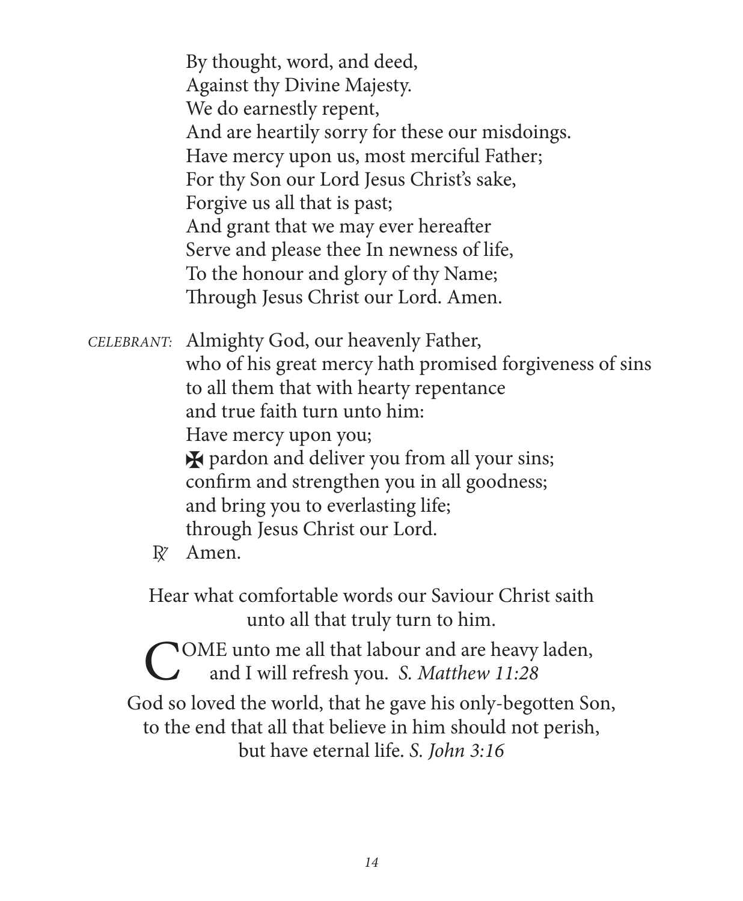By thought, word, and deed,  
Against thy Divine Majesty.  
We do earnestly repent,  
And are heartily sorry for these our misdoings.  
Have mercy upon us, most merciful Father;  
For thy Son our Lord Jesus Christ's sake,  
Forgive us all that is past;  
And grant that we may ever hereafter  
Serve and please thee In newness of life,  
To the honour and glory of thy Name;  
Through Jesus Christ our Lord. Amen.

*CELEBRANT*: Almighty God, our heavenly Father,  
who of his great mercy hath promised forgiveness of sins  
to all them that with hearty repentance  
and true faith turn unto him:  
Have mercy upon you;  
✠ pardon and deliver you from all your sins;  
confirm and strengthen you in all goodness;  
and bring you to everlasting life;  
through Jesus Christ our Lord.

℟ Amen.

Hear what comfortable words our Saviour Christ saith  
unto all that truly turn to him.

COME unto me all that labour and are heavy laden,  
and I will refresh you. *S. Matthew 11:28*

God so loved the world, that he gave his only-begotten Son,  
to the end that all that believe in him should not perish,  
but have eternal life. *S. John 3:16*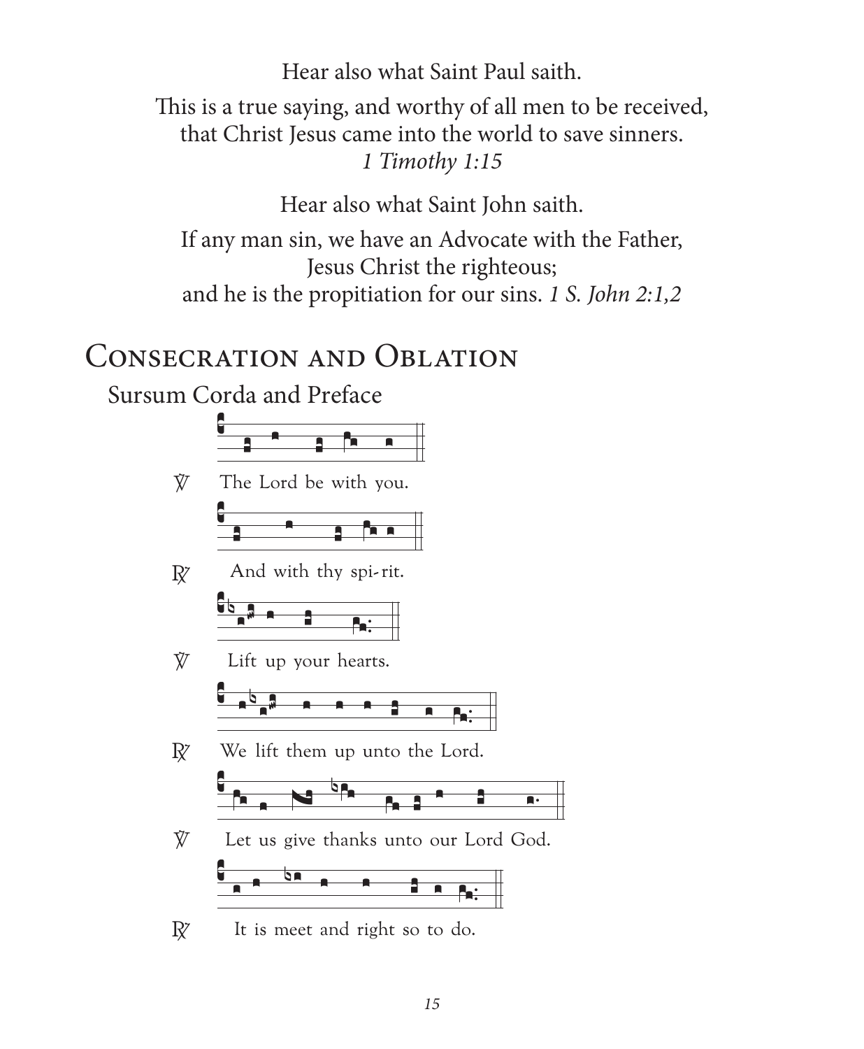Hear also what Saint Paul saith.

This is a true saying, and worthy of all men to be received,
that Christ Jesus came into the world to save sinners.
*1 Timothy 1:15*

Hear also what Saint John saith.

If any man sin, we have an Advocate with the Father,
Jesus Christ the righteous;
and he is the propitiation for our sins. *1 S. John 2:1,2*

# Consecration and Oblation

## Sursum Corda and Preface

℣ The Lord be with you.

℟ And with thy spi-rit.

℣ Lift up your hearts.

℟ We lift them up unto the Lord.

℣ Let us give thanks unto our Lord God.

℟ It is meet and right so to do.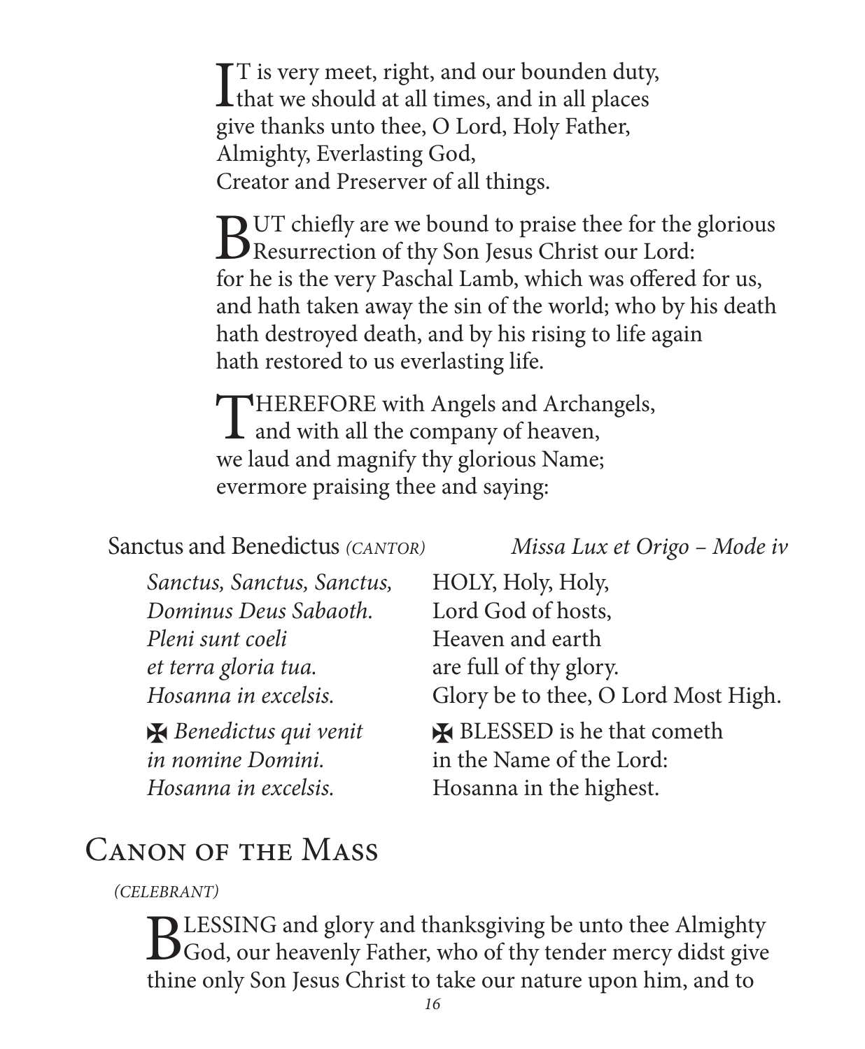IT is very meet, right, and our bounden duty,
that we should at all times, and in all places
give thanks unto thee, O Lord, Holy Father,
Almighty, Everlasting God,
Creator and Preserver of all things.

BUT chiefly are we bound to praise thee for the glorious Resurrection of thy Son Jesus Christ our Lord:
for he is the very Paschal Lamb, which was offered for us,
and hath taken away the sin of the world; who by his death
hath destroyed death, and by his rising to life again
hath restored to us everlasting life.

THEREFORE with Angels and Archangels,
and with all the company of heaven,
we laud and magnify thy glorious Name;
evermore praising thee and saying:

Sanctus and Benedictus *(CANTOR)* *Missa Lux et Origo – Mode iv*

| | |
|---|---|
| *Sanctus, Sanctus, Sanctus,* | HOLY, Holy, Holy, |
| *Dominus Deus Sabaoth.* | Lord God of hosts, |
| *Pleni sunt coeli* | Heaven and earth |
| *et terra gloria tua.* | are full of thy glory. |
| *Hosanna in excelsis.* | Glory be to thee, O Lord Most High. |
| ✠ *Benedictus qui venit* | ✠ BLESSED is he that cometh |
| *in nomine Domini.* | in the Name of the Lord: |
| *Hosanna in excelsis.* | Hosanna in the highest. |

## Canon of the Mass

*(CELEBRANT)*

BLESSING and glory and thanksgiving be unto thee Almighty God, our heavenly Father, who of thy tender mercy didst give thine only Son Jesus Christ to take our nature upon him, and to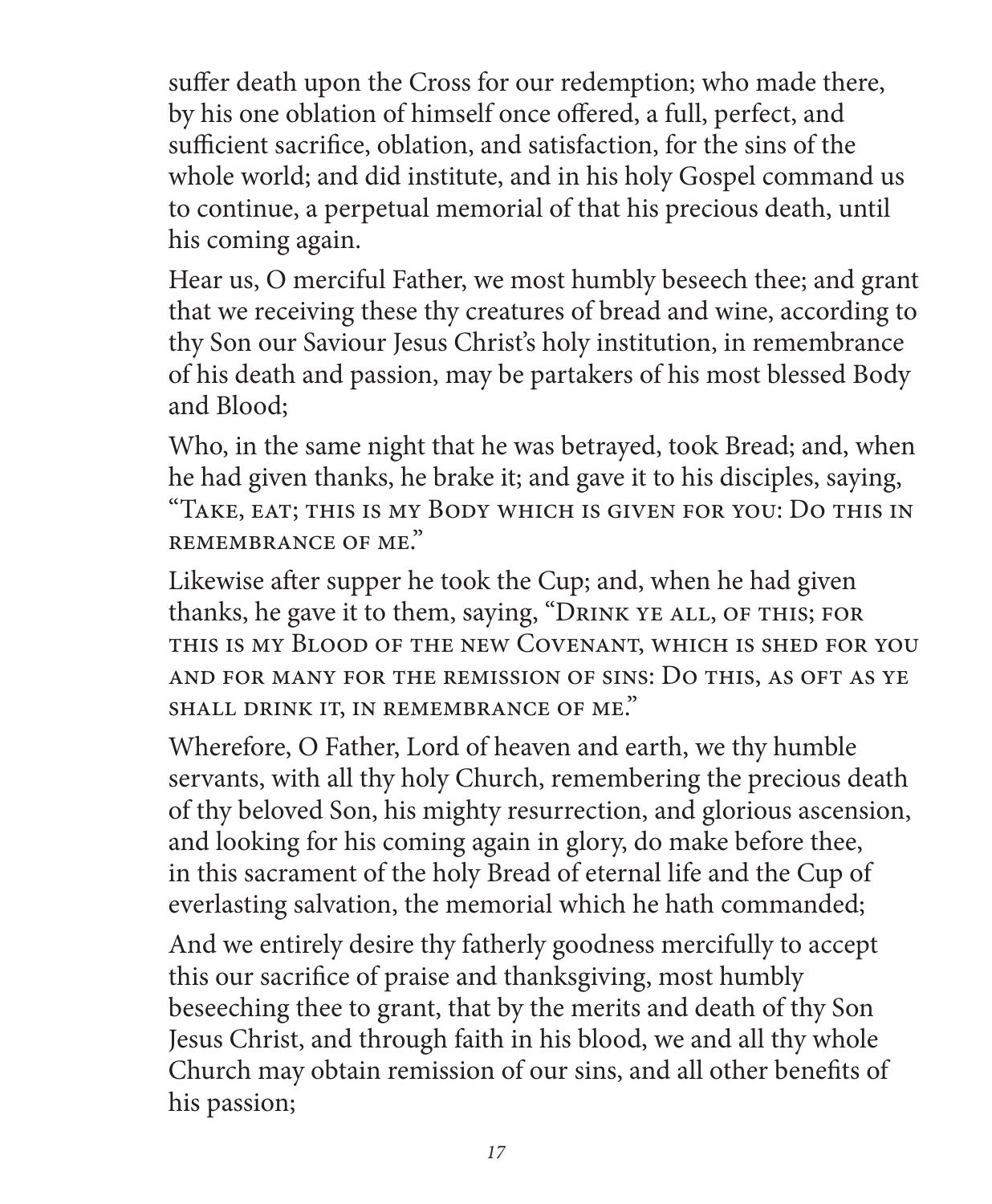suffer death upon the Cross for our redemption; who made there, by his one oblation of himself once offered, a full, perfect, and sufficient sacrifice, oblation, and satisfaction, for the sins of the whole world; and did institute, and in his holy Gospel command us to continue, a perpetual memorial of that his precious death, until his coming again.

Hear us, O merciful Father, we most humbly beseech thee; and grant that we receiving these thy creatures of bread and wine, according to thy Son our Saviour Jesus Christ's holy institution, in remembrance of his death and passion, may be partakers of his most blessed Body and Blood;

Who, in the same night that he was betrayed, took Bread; and, when he had given thanks, he brake it; and gave it to his disciples, saying, "TAKE, EAT; THIS IS MY BODY WHICH IS GIVEN FOR YOU: DO THIS IN REMEMBRANCE OF ME."

Likewise after supper he took the Cup; and, when he had given thanks, he gave it to them, saying, "DRINK YE ALL, OF THIS; FOR THIS IS MY BLOOD OF THE NEW COVENANT, WHICH IS SHED FOR YOU AND FOR MANY FOR THE REMISSION OF SINS: DO THIS, AS OFT AS YE SHALL DRINK IT, IN REMEMBRANCE OF ME."

Wherefore, O Father, Lord of heaven and earth, we thy humble servants, with all thy holy Church, remembering the precious death of thy beloved Son, his mighty resurrection, and glorious ascension, and looking for his coming again in glory, do make before thee, in this sacrament of the holy Bread of eternal life and the Cup of everlasting salvation, the memorial which he hath commanded;

And we entirely desire thy fatherly goodness mercifully to accept this our sacrifice of praise and thanksgiving, most humbly beseeching thee to grant, that by the merits and death of thy Son Jesus Christ, and through faith in his blood, we and all thy whole Church may obtain remission of our sins, and all other benefits of his passion;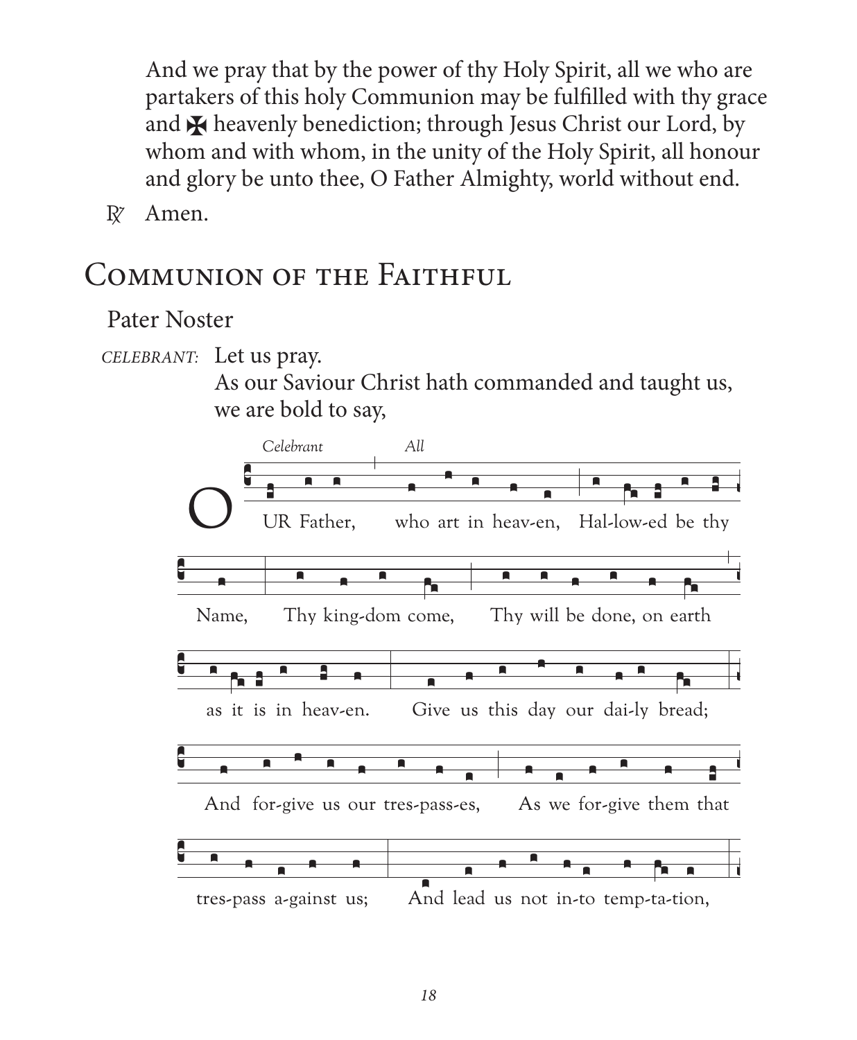And we pray that by the power of thy Holy Spirit, all we who are partakers of this holy Communion may be fulfilled with thy grace and ✠ heavenly benediction; through Jesus Christ our Lord, by whom and with whom, in the unity of the Holy Spirit, all honour and glory be unto thee, O Father Almighty, world without end.

℟ Amen.

## Communion of the Faithful

### Pater Noster

*CELEBRANT:* Let us pray.
As our Saviour Christ hath commanded and taught us,
we are bold to say,

*Celebrant* *All*

OUR Father, who art in heav-en, Hal-low-ed be thy Name, Thy king-dom come, Thy will be done, on earth as it is in heav-en. Give us this day our dai-ly bread; And for-give us our tres-pass-es, As we for-give them that tres-pass a-gainst us; And lead us not in-to temp-ta-tion,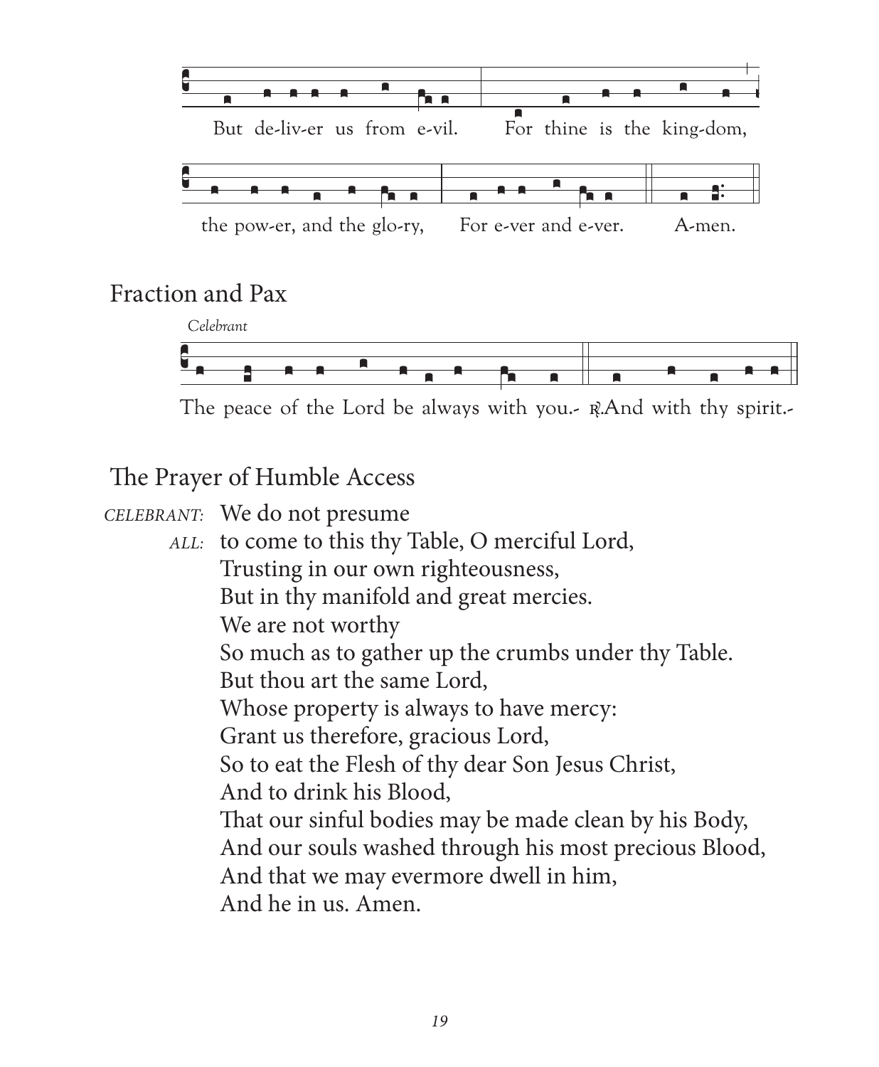But de-liv-er us from e-vil. For thine is the king-dom,

the pow-er, and the glo-ry, For e-ver and e-ver. A-men.

## Fraction and Pax

*Celebrant*

The peace of the Lord be always with you. ℟. And with thy spirit.

## The Prayer of Humble Access

CELEBRANT: We do not presume
ALL: to come to this thy Table, O merciful Lord,
Trusting in our own righteousness,
But in thy manifold and great mercies.
We are not worthy
So much as to gather up the crumbs under thy Table.
But thou art the same Lord,
Whose property is always to have mercy:
Grant us therefore, gracious Lord,
So to eat the Flesh of thy dear Son Jesus Christ,
And to drink his Blood,
That our sinful bodies may be made clean by his Body,
And our souls washed through his most precious Blood,
And that we may evermore dwell in him,
And he in us. Amen.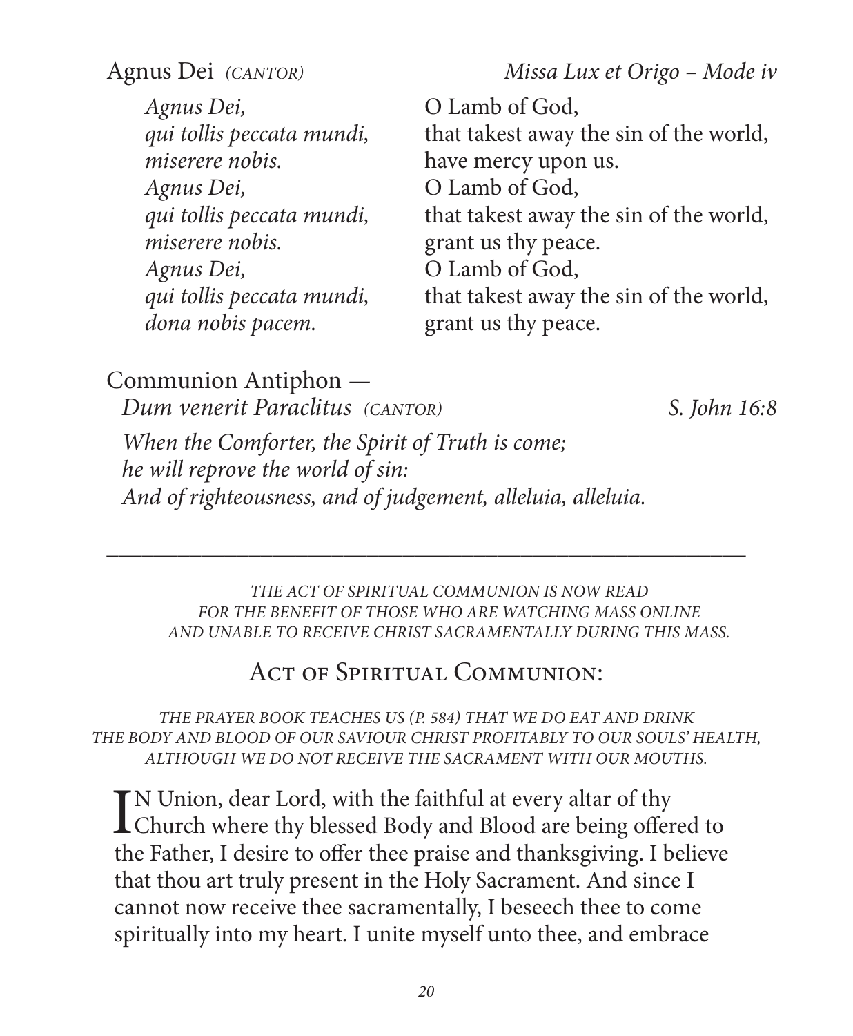Agnus Dei *(CANTOR)* *Missa Lux et Origo – Mode iv*

| | |
|---|---|
| *Agnus Dei,* | O Lamb of God, |
| *qui tollis peccata mundi,* | that takest away the sin of the world, |
| *miserere nobis.* | have mercy upon us. |
| *Agnus Dei,* | O Lamb of God, |
| *qui tollis peccata mundi,* | that takest away the sin of the world, |
| *miserere nobis.* | grant us thy peace. |
| *Agnus Dei,* | O Lamb of God, |
| *qui tollis peccata mundi,* | that takest away the sin of the world, |
| *dona nobis pacem.* | grant us thy peace. |

Communion Antiphon —
*Dum venerit Paraclitus* *(CANTOR)* *S. John 16:8*

*When the Comforter, the Spirit of Truth is come;*
*he will reprove the world of sin:*
*And of righteousness, and of judgement, alleluia, alleluia.*

---

*THE ACT OF SPIRITUAL COMMUNION IS NOW READ FOR THE BENEFIT OF THOSE WHO ARE WATCHING MASS ONLINE AND UNABLE TO RECEIVE CHRIST SACRAMENTALLY DURING THIS MASS.*

## Act of Spiritual Communion:

*THE PRAYER BOOK TEACHES US (P. 584) THAT WE DO EAT AND DRINK THE BODY AND BLOOD OF OUR SAVIOUR CHRIST PROFITABLY TO OUR SOULS' HEALTH, ALTHOUGH WE DO NOT RECEIVE THE SACRAMENT WITH OUR MOUTHS.*

IN Union, dear Lord, with the faithful at every altar of thy Church where thy blessed Body and Blood are being offered to the Father, I desire to offer thee praise and thanksgiving. I believe that thou art truly present in the Holy Sacrament. And since I cannot now receive thee sacramentally, I beseech thee to come spiritually into my heart. I unite myself unto thee, and embrace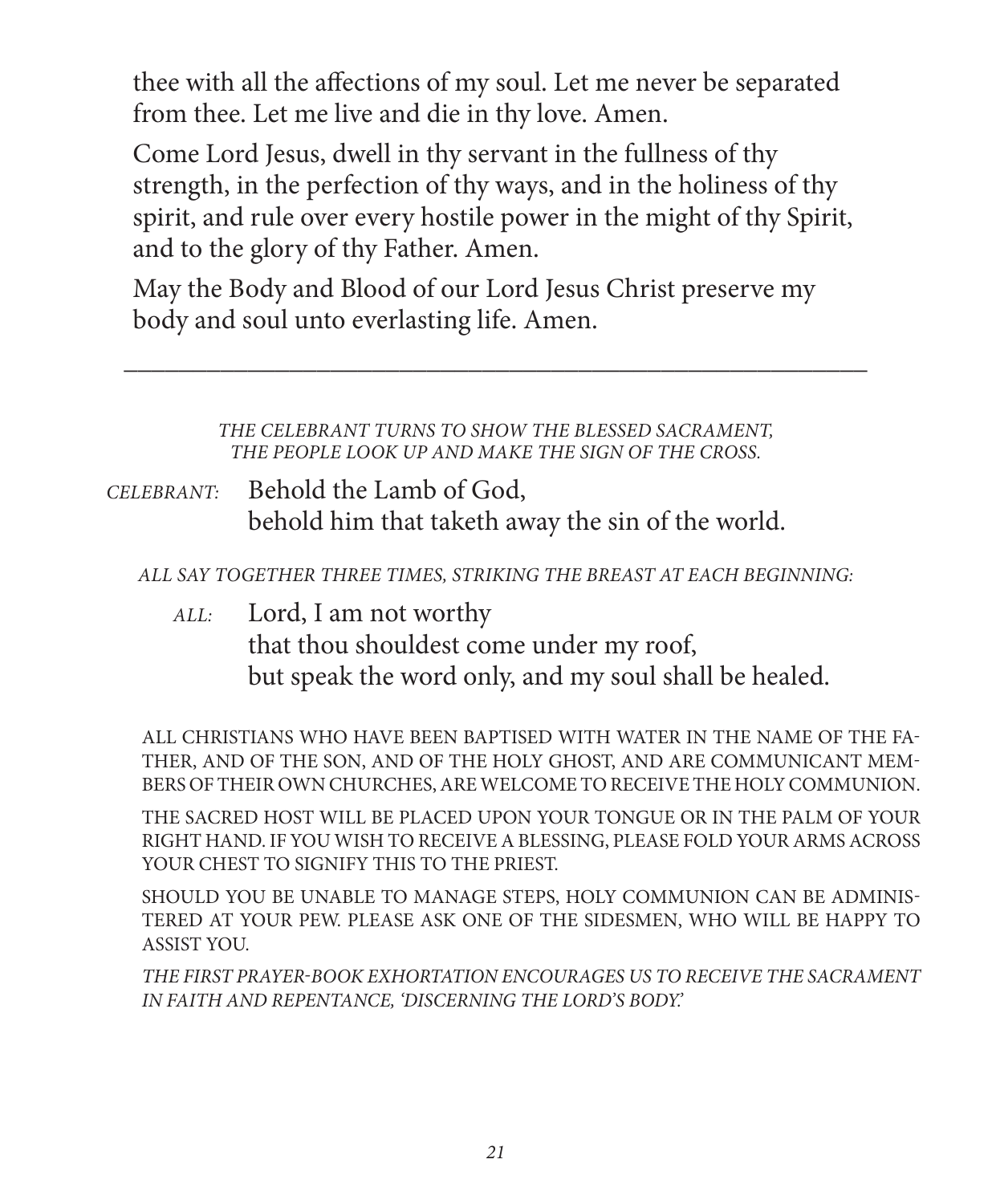thee with all the affections of my soul. Let me never be separated from thee. Let me live and die in thy love. Amen.

Come Lord Jesus, dwell in thy servant in the fullness of thy strength, in the perfection of thy ways, and in the holiness of thy spirit, and rule over every hostile power in the might of thy Spirit, and to the glory of thy Father. Amen.

May the Body and Blood of our Lord Jesus Christ preserve my body and soul unto everlasting life. Amen.

---

*THE CELEBRANT TURNS TO SHOW THE BLESSED SACRAMENT, THE PEOPLE LOOK UP AND MAKE THE SIGN OF THE CROSS.*

*CELEBRANT:* Behold the Lamb of God,
behold him that taketh away the sin of the world.

*ALL SAY TOGETHER THREE TIMES, STRIKING THE BREAST AT EACH BEGINNING:*

*ALL:* Lord, I am not worthy
that thou shouldest come under my roof,
but speak the word only, and my soul shall be healed.

ALL CHRISTIANS WHO HAVE BEEN BAPTISED WITH WATER IN THE NAME OF THE FATHER, AND OF THE SON, AND OF THE HOLY GHOST, AND ARE COMMUNICANT MEMBERS OF THEIR OWN CHURCHES, ARE WELCOME TO RECEIVE THE HOLY COMMUNION.

THE SACRED HOST WILL BE PLACED UPON YOUR TONGUE OR IN THE PALM OF YOUR RIGHT HAND. IF YOU WISH TO RECEIVE A BLESSING, PLEASE FOLD YOUR ARMS ACROSS YOUR CHEST TO SIGNIFY THIS TO THE PRIEST.

SHOULD YOU BE UNABLE TO MANAGE STEPS, HOLY COMMUNION CAN BE ADMINISTERED AT YOUR PEW. PLEASE ASK ONE OF THE SIDESMEN, WHO WILL BE HAPPY TO ASSIST YOU.

*THE FIRST PRAYER-BOOK EXHORTATION ENCOURAGES US TO RECEIVE THE SACRAMENT IN FAITH AND REPENTANCE, 'DISCERNING THE LORD'S BODY.'*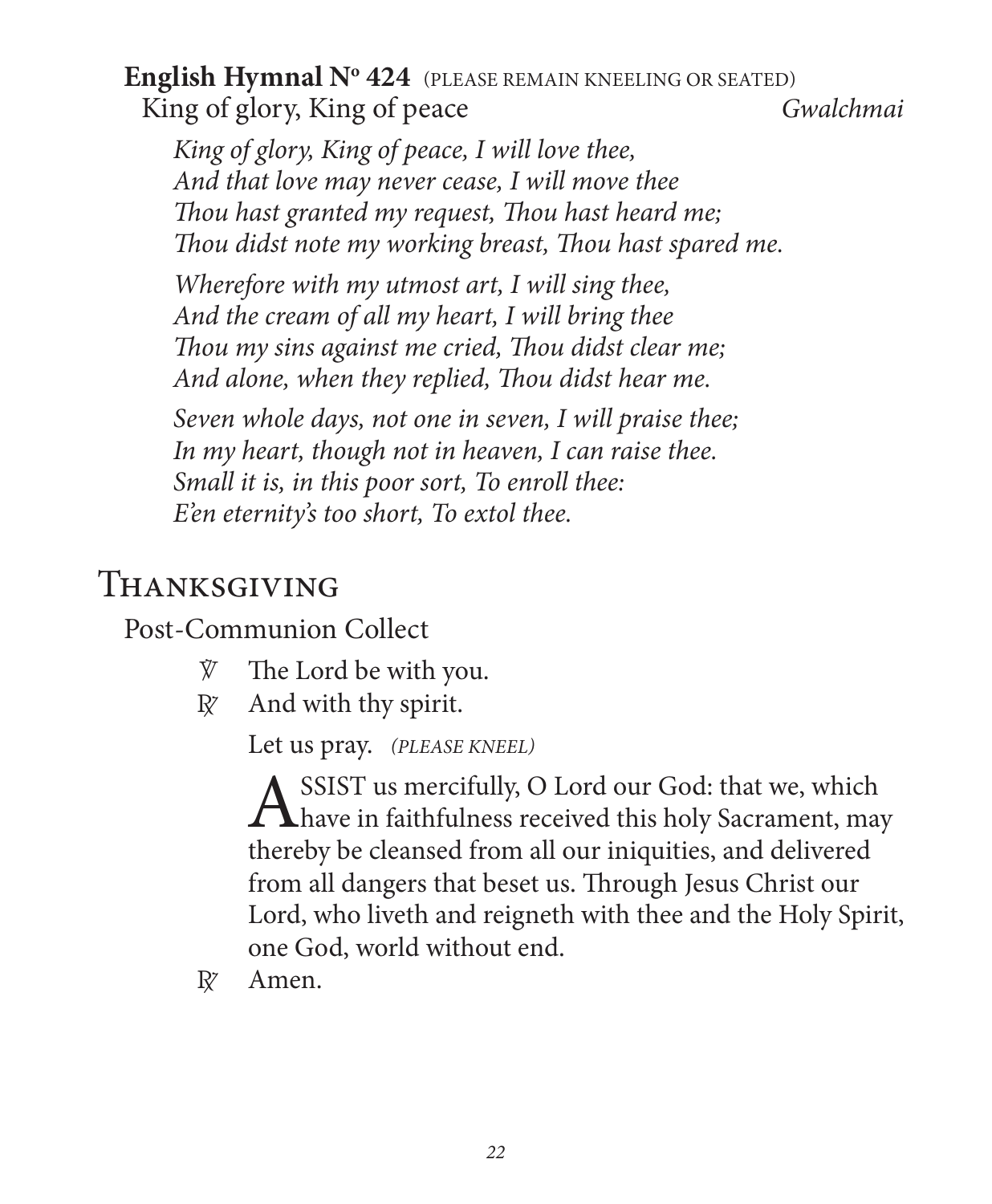**English Hymnal Nº 424** (PLEASE REMAIN KNEELING OR SEATED)
King of glory, King of peace *Gwalchmai*

*King of glory, King of peace, I will love thee,*
*And that love may never cease, I will move thee*
*Thou hast granted my request, Thou hast heard me;*
*Thou didst note my working breast, Thou hast spared me.*

*Wherefore with my utmost art, I will sing thee,*
*And the cream of all my heart, I will bring thee*
*Thou my sins against me cried, Thou didst clear me;*
*And alone, when they replied, Thou didst hear me.*

*Seven whole days, not one in seven, I will praise thee;*
*In my heart, though not in heaven, I can raise thee.*
*Small it is, in this poor sort, To enroll thee:*
*E'en eternity's too short, To extol thee.*

# Thanksgiving

Post-Communion Collect

℣ The Lord be with you.
℟ And with thy spirit.

Let us pray. *(PLEASE KNEEL)*

ASSIST us mercifully, O Lord our God: that we, which have in faithfulness received this holy Sacrament, may thereby be cleansed from all our iniquities, and delivered from all dangers that beset us. Through Jesus Christ our Lord, who liveth and reigneth with thee and the Holy Spirit, one God, world without end.

℟ Amen.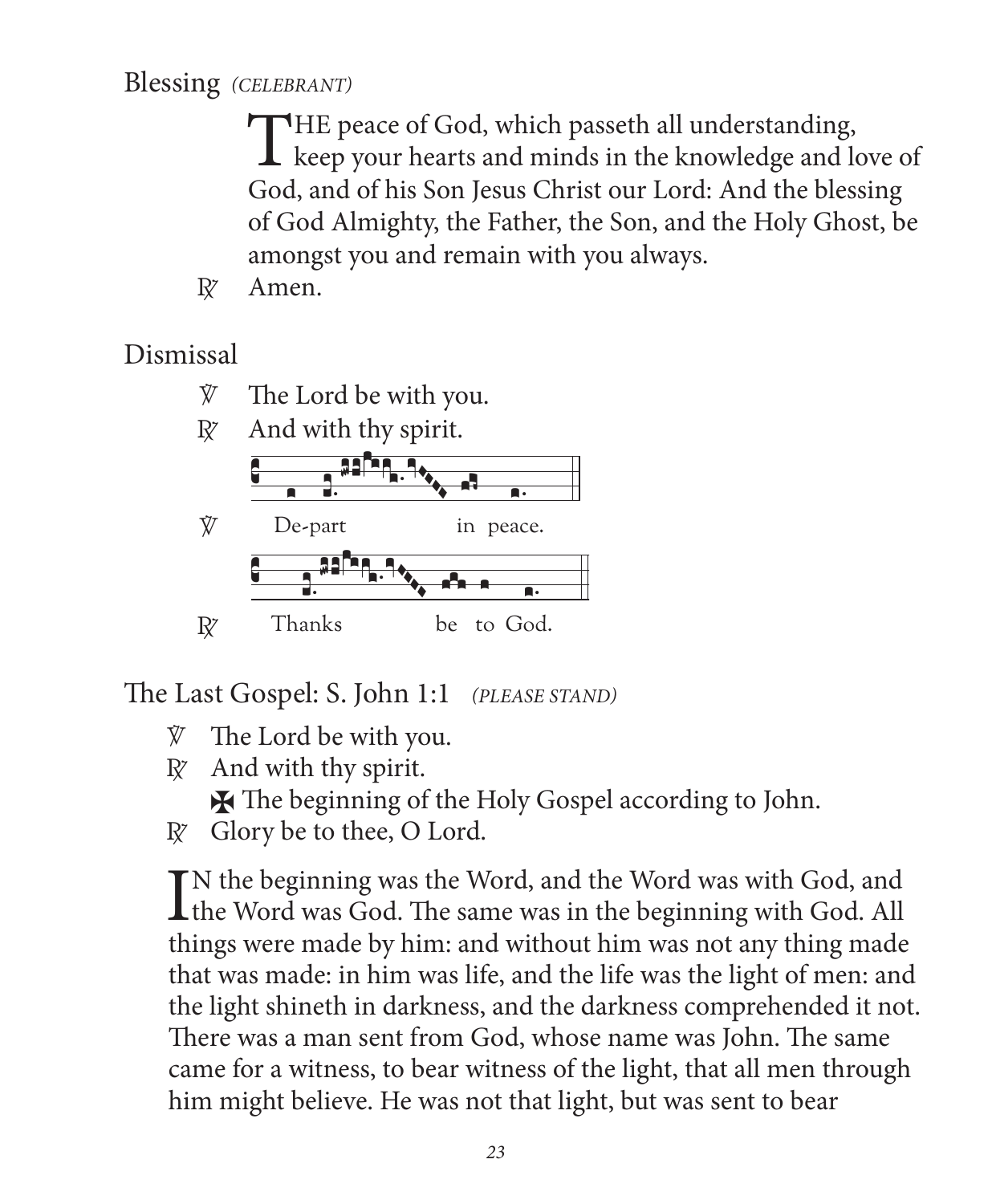Blessing *(CELEBRANT)*

THE peace of God, which passeth all understanding, keep your hearts and minds in the knowledge and love of God, and of his Son Jesus Christ our Lord: And the blessing of God Almighty, the Father, the Son, and the Holy Ghost, be amongst you and remain with you always.

℟ Amen.

Dismissal

℣ The Lord be with you.

℟ And with thy spirit.

℣ De-part in peace.

℟ Thanks be to God.

The Last Gospel: S. John 1:1 *(PLEASE STAND)*

℣ The Lord be with you.

℟ And with thy spirit.

✠ The beginning of the Holy Gospel according to John.

℟ Glory be to thee, O Lord.

IN the beginning was the Word, and the Word was with God, and the Word was God. The same was in the beginning with God. All things were made by him: and without him was not any thing made that was made: in him was life, and the life was the light of men: and the light shineth in darkness, and the darkness comprehended it not. There was a man sent from God, whose name was John. The same came for a witness, to bear witness of the light, that all men through him might believe. He was not that light, but was sent to bear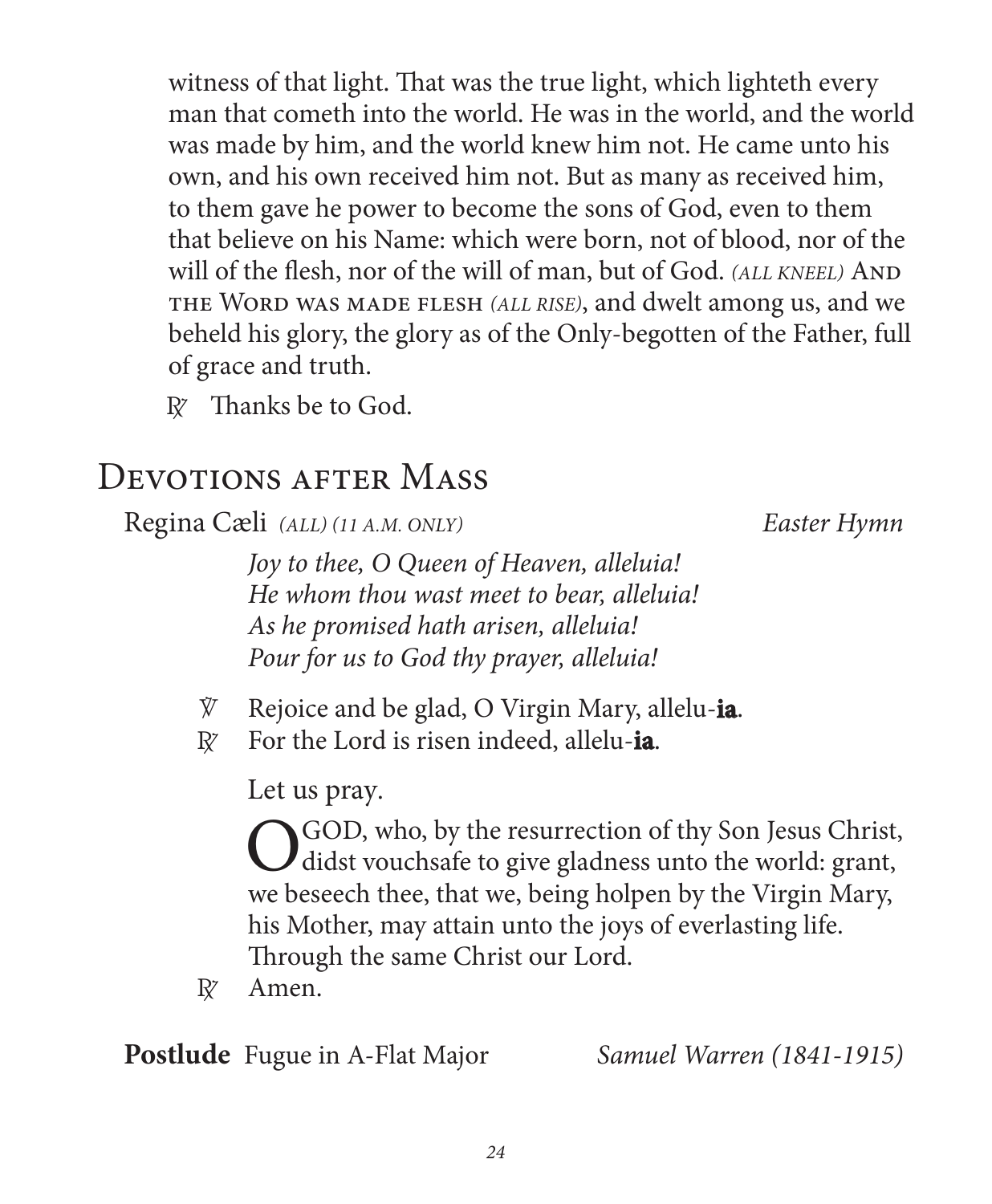witness of that light. That was the true light, which lighteth every man that cometh into the world. He was in the world, and the world was made by him, and the world knew him not. He came unto his own, and his own received him not. But as many as received him, to them gave he power to become the sons of God, even to them that believe on his Name: which were born, not of blood, nor of the will of the flesh, nor of the will of man, but of God. *(ALL KNEEL)* AND THE WORD WAS MADE FLESH *(ALL RISE)*, and dwelt among us, and we beheld his glory, the glory as of the Only-begotten of the Father, full of grace and truth.

℟ Thanks be to God.

## Devotions after Mass

Regina Cæli *(ALL) (11 A.M. ONLY)* *Easter Hymn*

*Joy to thee, O Queen of Heaven, alleluia!*
*He whom thou wast meet to bear, alleluia!*
*As he promised hath arisen, alleluia!*
*Pour for us to God thy prayer, alleluia!*

℣ Rejoice and be glad, O Virgin Mary, allelu-**ia**.
℟ For the Lord is risen indeed, allelu-**ia**.

Let us pray.

O GOD, who, by the resurrection of thy Son Jesus Christ, didst vouchsafe to give gladness unto the world: grant, we beseech thee, that we, being holpen by the Virgin Mary, his Mother, may attain unto the joys of everlasting life. Through the same Christ our Lord.

℟ Amen.

**Postlude** Fugue in A-Flat Major *Samuel Warren (1841-1915)*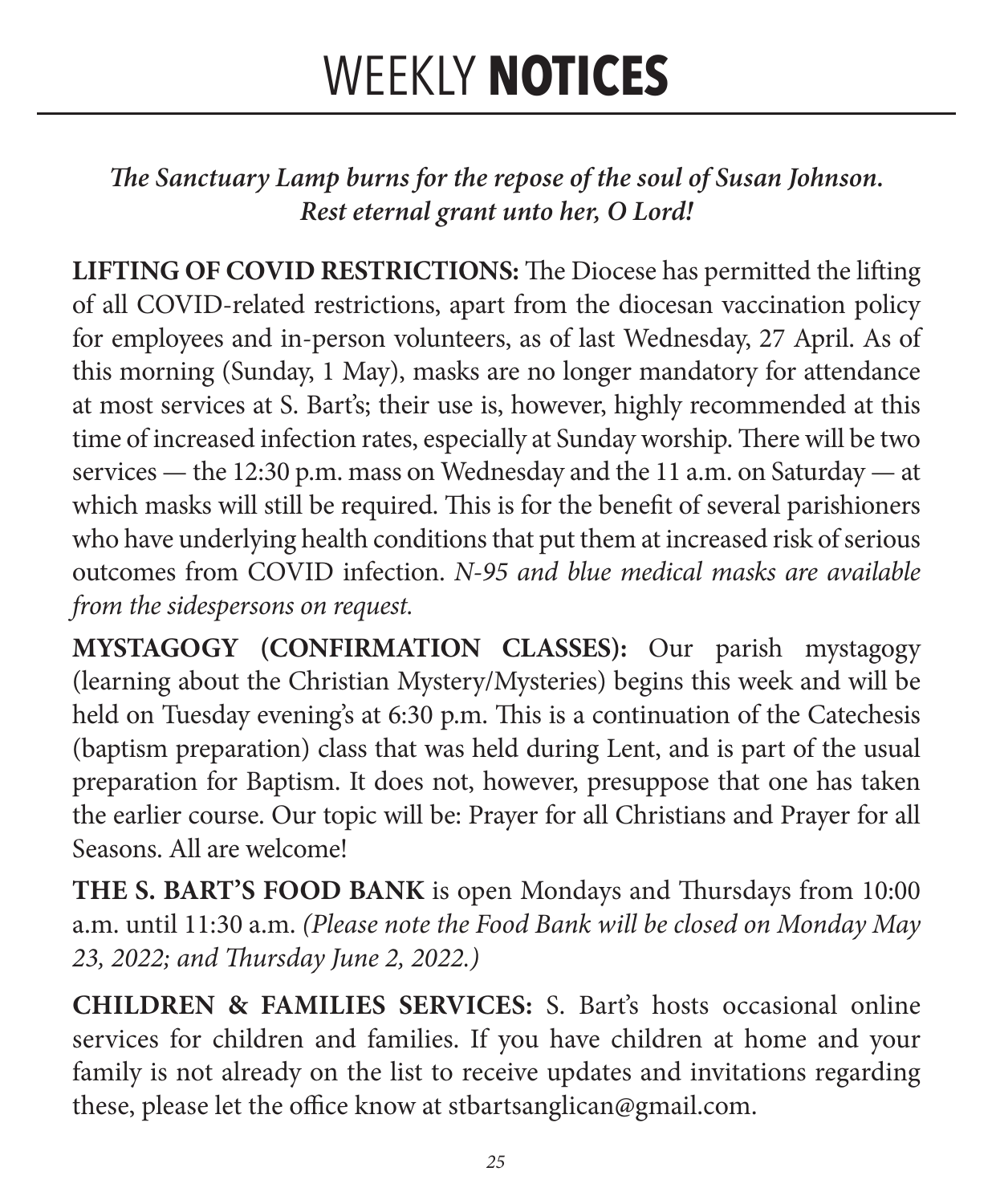# WEEKLY **NOTICES**

***The Sanctuary Lamp burns for the repose of the soul of Susan Johnson. Rest eternal grant unto her, O Lord!***

**LIFTING OF COVID RESTRICTIONS:** The Diocese has permitted the lifting of all COVID-related restrictions, apart from the diocesan vaccination policy for employees and in-person volunteers, as of last Wednesday, 27 April. As of this morning (Sunday, 1 May), masks are no longer mandatory for attendance at most services at S. Bart's; their use is, however, highly recommended at this time of increased infection rates, especially at Sunday worship. There will be two services — the 12:30 p.m. mass on Wednesday and the 11 a.m. on Saturday — at which masks will still be required. This is for the benefit of several parishioners who have underlying health conditions that put them at increased risk of serious outcomes from COVID infection. *N-95 and blue medical masks are available from the sidespersons on request.*

**MYSTAGOGY (CONFIRMATION CLASSES):** Our parish mystagogy (learning about the Christian Mystery/Mysteries) begins this week and will be held on Tuesday evening's at 6:30 p.m. This is a continuation of the Catechesis (baptism preparation) class that was held during Lent, and is part of the usual preparation for Baptism. It does not, however, presuppose that one has taken the earlier course. Our topic will be: Prayer for all Christians and Prayer for all Seasons. All are welcome!

**THE S. BART'S FOOD BANK** is open Mondays and Thursdays from 10:00 a.m. until 11:30 a.m. *(Please note the Food Bank will be closed on Monday May 23, 2022; and Thursday June 2, 2022.)*

**CHILDREN & FAMILIES SERVICES:** S. Bart's hosts occasional online services for children and families. If you have children at home and your family is not already on the list to receive updates and invitations regarding these, please let the office know at stbartsanglican@gmail.com.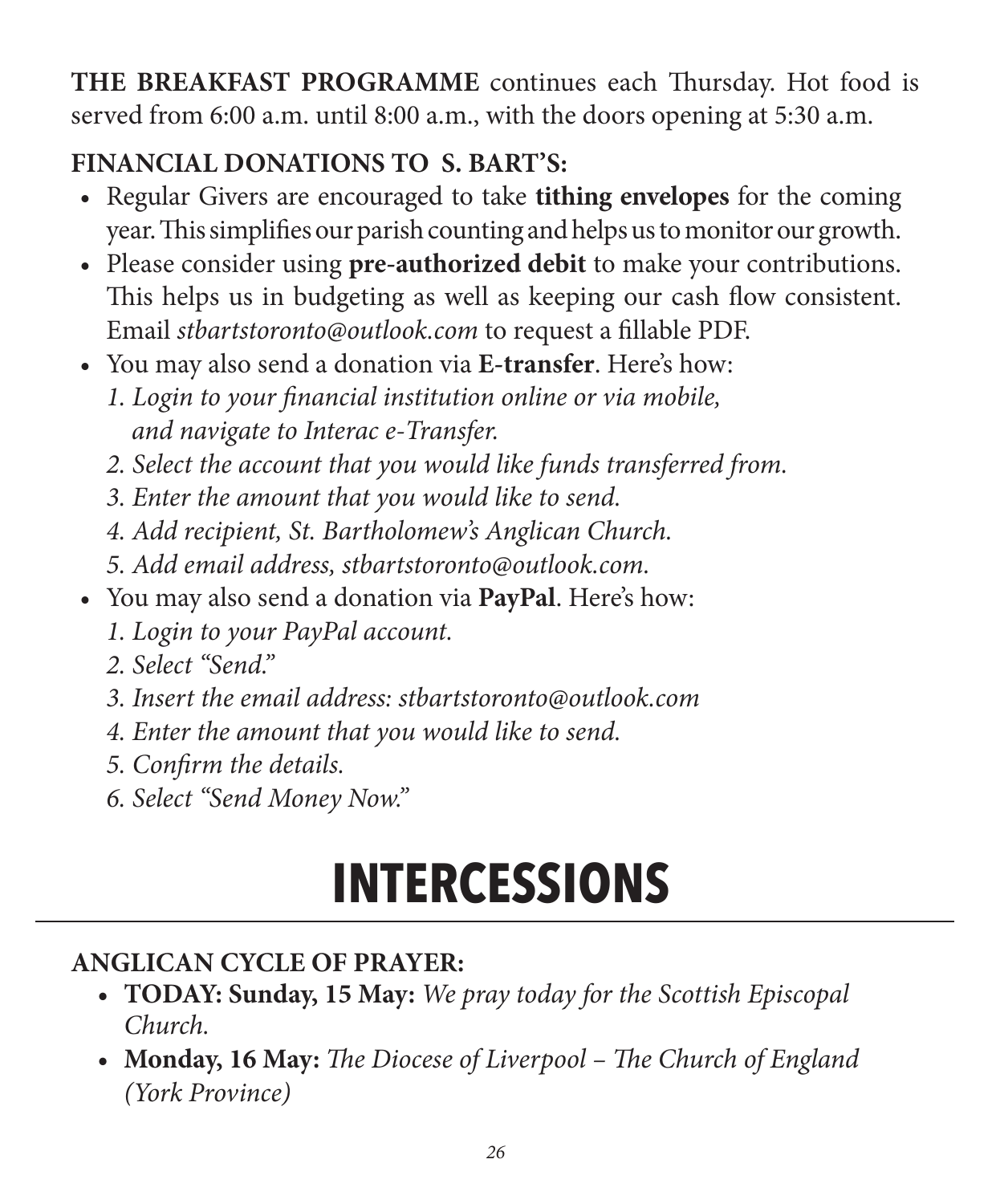**THE BREAKFAST PROGRAMME** continues each Thursday. Hot food is served from 6:00 a.m. until 8:00 a.m., with the doors opening at 5:30 a.m.

**FINANCIAL DONATIONS TO S. BART'S:**

- Regular Givers are encouraged to take **tithing envelopes** for the coming year. This simplifies our parish counting and helps us to monitor our growth.
- Please consider using **pre-authorized debit** to make your contributions. This helps us in budgeting as well as keeping our cash flow consistent. Email *stbartstoronto@outlook.com* to request a fillable PDF.
- You may also send a donation via **E-transfer**. Here's how:
  *1. Login to your financial institution online or via mobile, and navigate to Interac e-Transfer.*
  *2. Select the account that you would like funds transferred from.*
  *3. Enter the amount that you would like to send.*
  *4. Add recipient, St. Bartholomew's Anglican Church.*
  *5. Add email address, stbartstoronto@outlook.com.*
- You may also send a donation via **PayPal**. Here's how:
  *1. Login to your PayPal account.*
  *2. Select "Send."*
  *3. Insert the email address: stbartstoronto@outlook.com*
  *4. Enter the amount that you would like to send.*
  *5. Confirm the details.*
  *6. Select "Send Money Now."*

# INTERCESSIONS

**ANGLICAN CYCLE OF PRAYER:**

- **TODAY: Sunday, 15 May:** *We pray today for the Scottish Episcopal Church.*
- **Monday, 16 May:** *The Diocese of Liverpool – The Church of England (York Province)*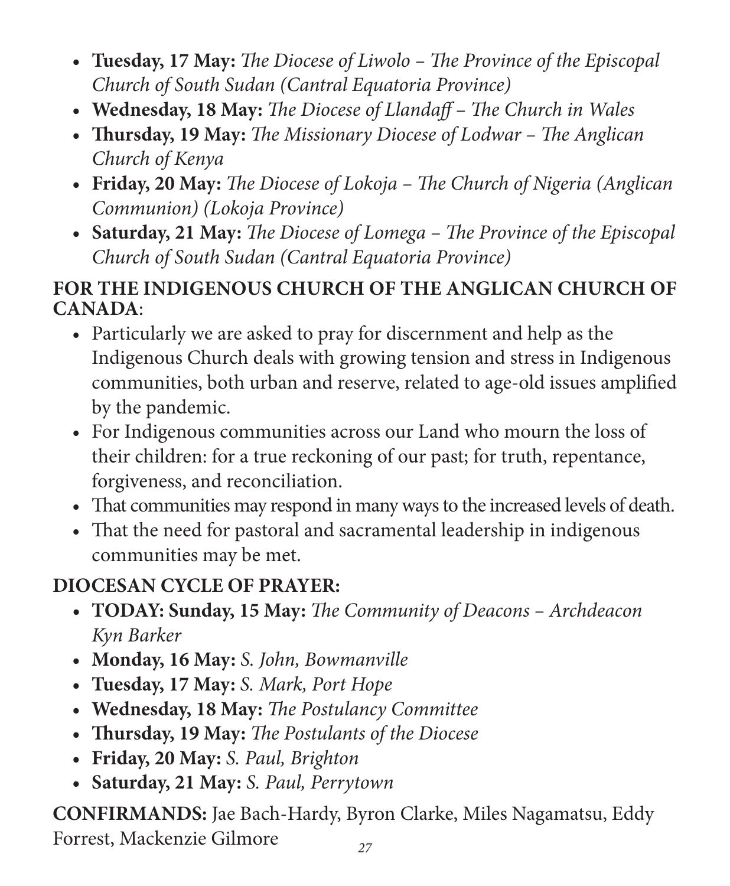- **Tuesday, 17 May:** *The Diocese of Liwolo – The Province of the Episcopal Church of South Sudan (Cantral Equatoria Province)*
- **Wednesday, 18 May:** *The Diocese of Llandaff – The Church in Wales*
- **Thursday, 19 May:** *The Missionary Diocese of Lodwar – The Anglican Church of Kenya*
- **Friday, 20 May:** *The Diocese of Lokoja – The Church of Nigeria (Anglican Communion) (Lokoja Province)*
- **Saturday, 21 May:** *The Diocese of Lomega – The Province of the Episcopal Church of South Sudan (Cantral Equatoria Province)*

**FOR THE INDIGENOUS CHURCH OF THE ANGLICAN CHURCH OF CANADA**:

- Particularly we are asked to pray for discernment and help as the Indigenous Church deals with growing tension and stress in Indigenous communities, both urban and reserve, related to age-old issues amplified by the pandemic.
- For Indigenous communities across our Land who mourn the loss of their children: for a true reckoning of our past; for truth, repentance, forgiveness, and reconciliation.
- That communities may respond in many ways to the increased levels of death.
- That the need for pastoral and sacramental leadership in indigenous communities may be met.

**DIOCESAN CYCLE OF PRAYER:**

- **TODAY: Sunday, 15 May:** *The Community of Deacons – Archdeacon Kyn Barker*
- **Monday, 16 May:** *S. John, Bowmanville*
- **Tuesday, 17 May:** *S. Mark, Port Hope*
- **Wednesday, 18 May:** *The Postulancy Committee*
- **Thursday, 19 May:** *The Postulants of the Diocese*
- **Friday, 20 May:** *S. Paul, Brighton*
- **Saturday, 21 May:** *S. Paul, Perrytown*

**CONFIRMANDS:** Jae Bach-Hardy, Byron Clarke, Miles Nagamatsu, Eddy Forrest, Mackenzie Gilmore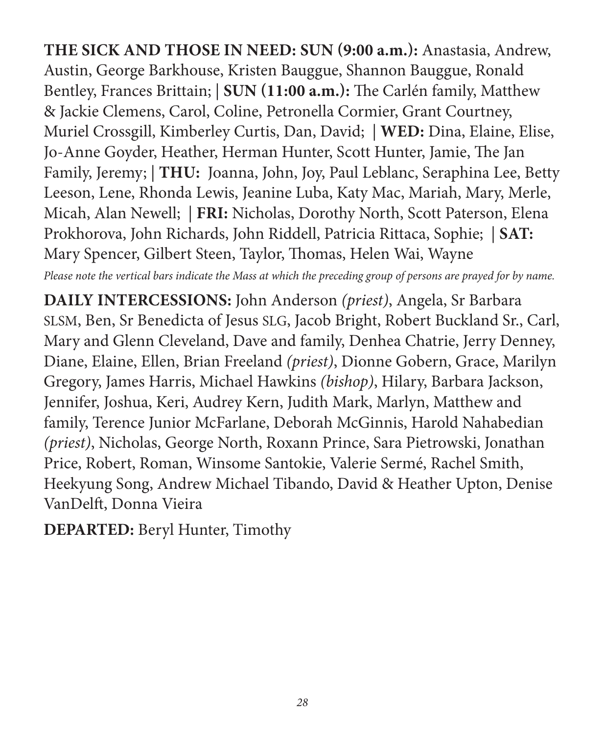**THE SICK AND THOSE IN NEED: SUN (9:00 a.m.):** Anastasia, Andrew, Austin, George Barkhouse, Kristen Bauggue, Shannon Bauggue, Ronald Bentley, Frances Brittain; **| SUN (11:00 a.m.):** The Carlén family, Matthew & Jackie Clemens, Carol, Coline, Petronella Cormier, Grant Courtney, Muriel Crossgill, Kimberley Curtis, Dan, David; **| WED:** Dina, Elaine, Elise, Jo-Anne Goyder, Heather, Herman Hunter, Scott Hunter, Jamie, The Jan Family, Jeremy; **| THU:** Joanna, John, Joy, Paul Leblanc, Seraphina Lee, Betty Leeson, Lene, Rhonda Lewis, Jeanine Luba, Katy Mac, Mariah, Mary, Merle, Micah, Alan Newell; **| FRI:** Nicholas, Dorothy North, Scott Paterson, Elena Prokhorova, John Richards, John Riddell, Patricia Rittaca, Sophie; **| SAT:** Mary Spencer, Gilbert Steen, Taylor, Thomas, Helen Wai, Wayne

*Please note the vertical bars indicate the Mass at which the preceding group of persons are prayed for by name.*

**DAILY INTERCESSIONS:** John Anderson *(priest)*, Angela, Sr Barbara SLSM, Ben, Sr Benedicta of Jesus SLG, Jacob Bright, Robert Buckland Sr., Carl, Mary and Glenn Cleveland, Dave and family, Denhea Chatrie, Jerry Denney, Diane, Elaine, Ellen, Brian Freeland *(priest)*, Dionne Gobern, Grace, Marilyn Gregory, James Harris, Michael Hawkins *(bishop)*, Hilary, Barbara Jackson, Jennifer, Joshua, Keri, Audrey Kern, Judith Mark, Marlyn, Matthew and family, Terence Junior McFarlane, Deborah McGinnis, Harold Nahabedian *(priest)*, Nicholas, George North, Roxann Prince, Sara Pietrowski, Jonathan Price, Robert, Roman, Winsome Santokie, Valerie Sermé, Rachel Smith, Heekyung Song, Andrew Michael Tibando, David & Heather Upton, Denise VanDelft, Donna Vieira

**DEPARTED:** Beryl Hunter, Timothy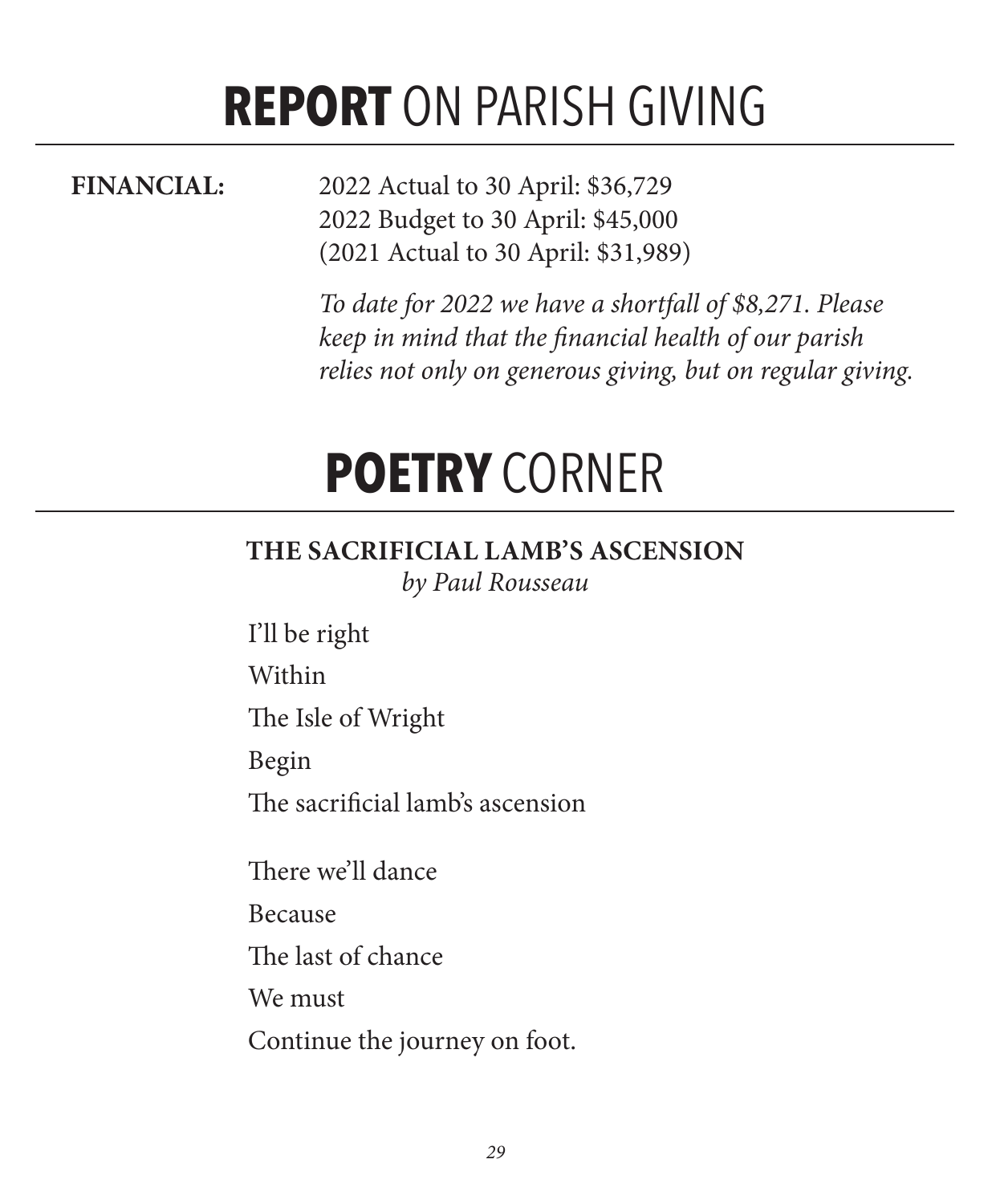# **REPORT** ON PARISH GIVING

**FINANCIAL:**

2022 Actual to 30 April: $36,729
2022 Budget to 30 April: $45,000
(2021 Actual to 30 April: $31,989)

*To date for 2022 we have a shortfall of $8,271. Please keep in mind that the financial health of our parish relies not only on generous giving, but on regular giving.*

# **POETRY** CORNER

### THE SACRIFICIAL LAMB'S ASCENSION

*by Paul Rousseau*

I'll be right

Within

The Isle of Wright

Begin

The sacrificial lamb's ascension

There we'll dance

Because

The last of chance

We must

Continue the journey on foot.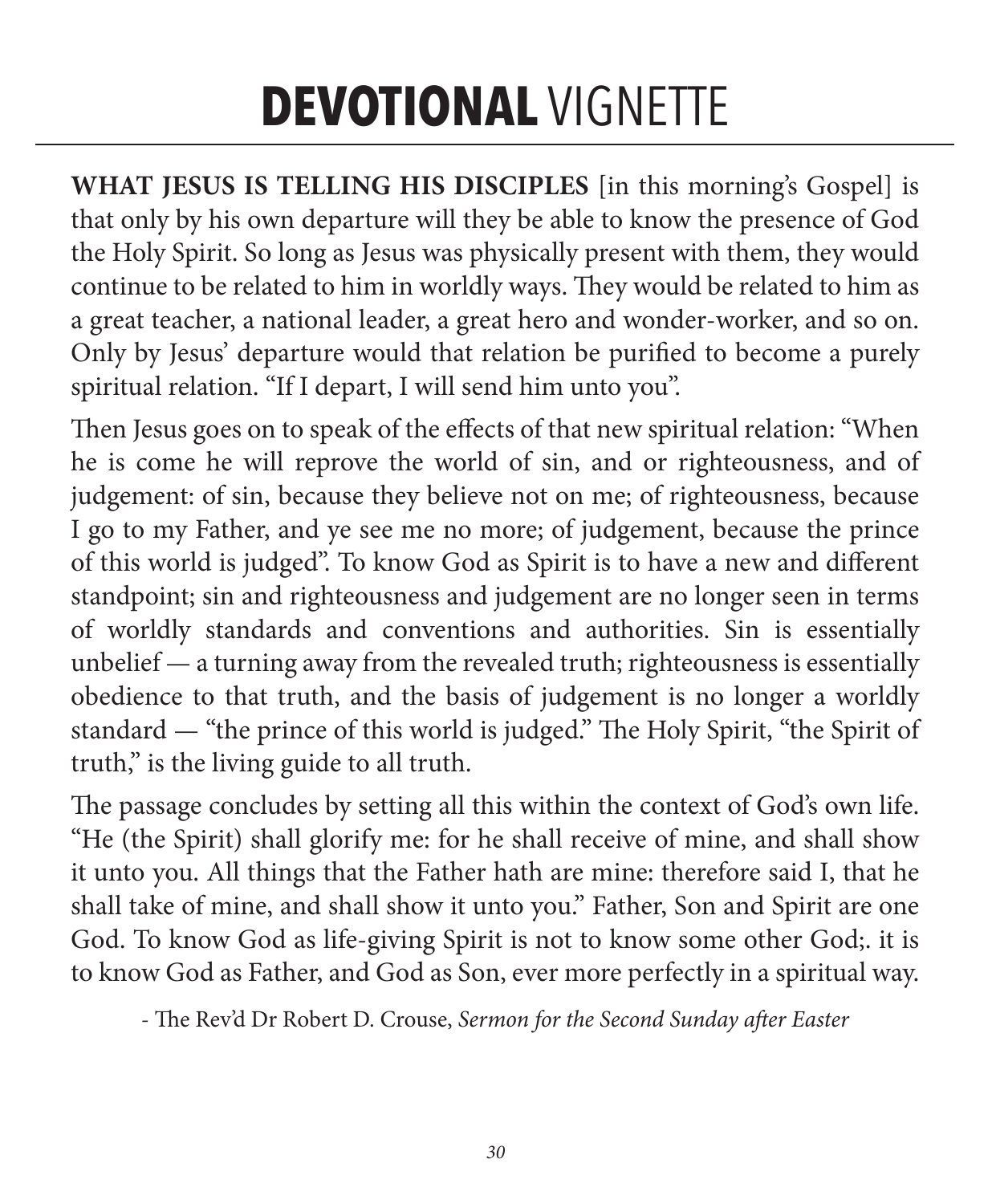# **DEVOTIONAL** VIGNETTE

**WHAT JESUS IS TELLING HIS DISCIPLES** [in this morning's Gospel] is that only by his own departure will they be able to know the presence of God the Holy Spirit. So long as Jesus was physically present with them, they would continue to be related to him in worldly ways. They would be related to him as a great teacher, a national leader, a great hero and wonder-worker, and so on. Only by Jesus' departure would that relation be purified to become a purely spiritual relation. "If I depart, I will send him unto you".

Then Jesus goes on to speak of the effects of that new spiritual relation: "When he is come he will reprove the world of sin, and or righteousness, and of judgement: of sin, because they believe not on me; of righteousness, because I go to my Father, and ye see me no more; of judgement, because the prince of this world is judged". To know God as Spirit is to have a new and different standpoint; sin and righteousness and judgement are no longer seen in terms of worldly standards and conventions and authorities. Sin is essentially unbelief — a turning away from the revealed truth; righteousness is essentially obedience to that truth, and the basis of judgement is no longer a worldly standard — "the prince of this world is judged." The Holy Spirit, "the Spirit of truth," is the living guide to all truth.

The passage concludes by setting all this within the context of God's own life. "He (the Spirit) shall glorify me: for he shall receive of mine, and shall show it unto you. All things that the Father hath are mine: therefore said I, that he shall take of mine, and shall show it unto you." Father, Son and Spirit are one God. To know God as life-giving Spirit is not to know some other God;. it is to know God as Father, and God as Son, ever more perfectly in a spiritual way.

- The Rev'd Dr Robert D. Crouse, *Sermon for the Second Sunday after Easter*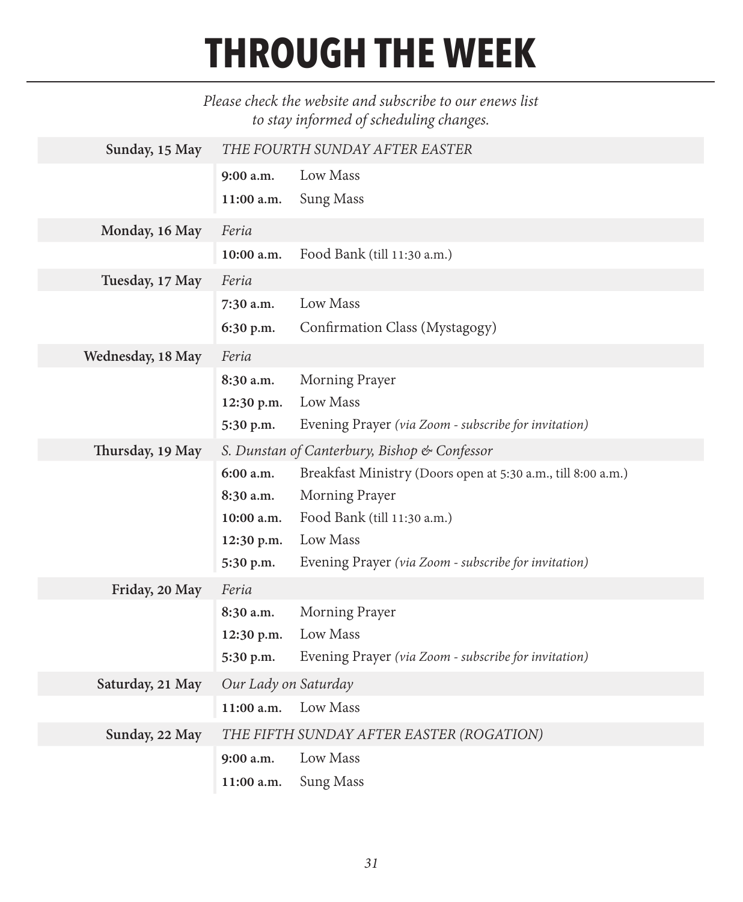# THROUGH THE WEEK

*Please check the website and subscribe to our enews list to stay informed of scheduling changes.*

| | | |
|---|---|---|
| **Sunday, 15 May** | *THE FOURTH SUNDAY AFTER EASTER* | |
| | **9:00 a.m.** | Low Mass |
| | **11:00 a.m.** | Sung Mass |
| **Monday, 16 May** | *Feria* | |
| | **10:00 a.m.** | Food Bank (till 11:30 a.m.) |
| **Tuesday, 17 May** | *Feria* | |
| | **7:30 a.m.** | Low Mass |
| | **6:30 p.m.** | Confirmation Class (Mystagogy) |
| **Wednesday, 18 May** | *Feria* | |
| | **8:30 a.m.** | Morning Prayer |
| | **12:30 p.m.** | Low Mass |
| | **5:30 p.m.** | Evening Prayer *(via Zoom - subscribe for invitation)* |
| **Thursday, 19 May** | *S. Dunstan of Canterbury, Bishop & Confessor* | |
| | **6:00 a.m.** | Breakfast Ministry (Doors open at 5:30 a.m., till 8:00 a.m.) |
| | **8:30 a.m.** | Morning Prayer |
| | **10:00 a.m.** | Food Bank (till 11:30 a.m.) |
| | **12:30 p.m.** | Low Mass |
| | **5:30 p.m.** | Evening Prayer *(via Zoom - subscribe for invitation)* |
| **Friday, 20 May** | *Feria* | |
| | **8:30 a.m.** | Morning Prayer |
| | **12:30 p.m.** | Low Mass |
| | **5:30 p.m.** | Evening Prayer *(via Zoom - subscribe for invitation)* |
| **Saturday, 21 May** | *Our Lady on Saturday* | |
| | **11:00 a.m.** | Low Mass |
| **Sunday, 22 May** | *THE FIFTH SUNDAY AFTER EASTER (ROGATION)* | |
| | **9:00 a.m.** | Low Mass |
| | **11:00 a.m.** | Sung Mass |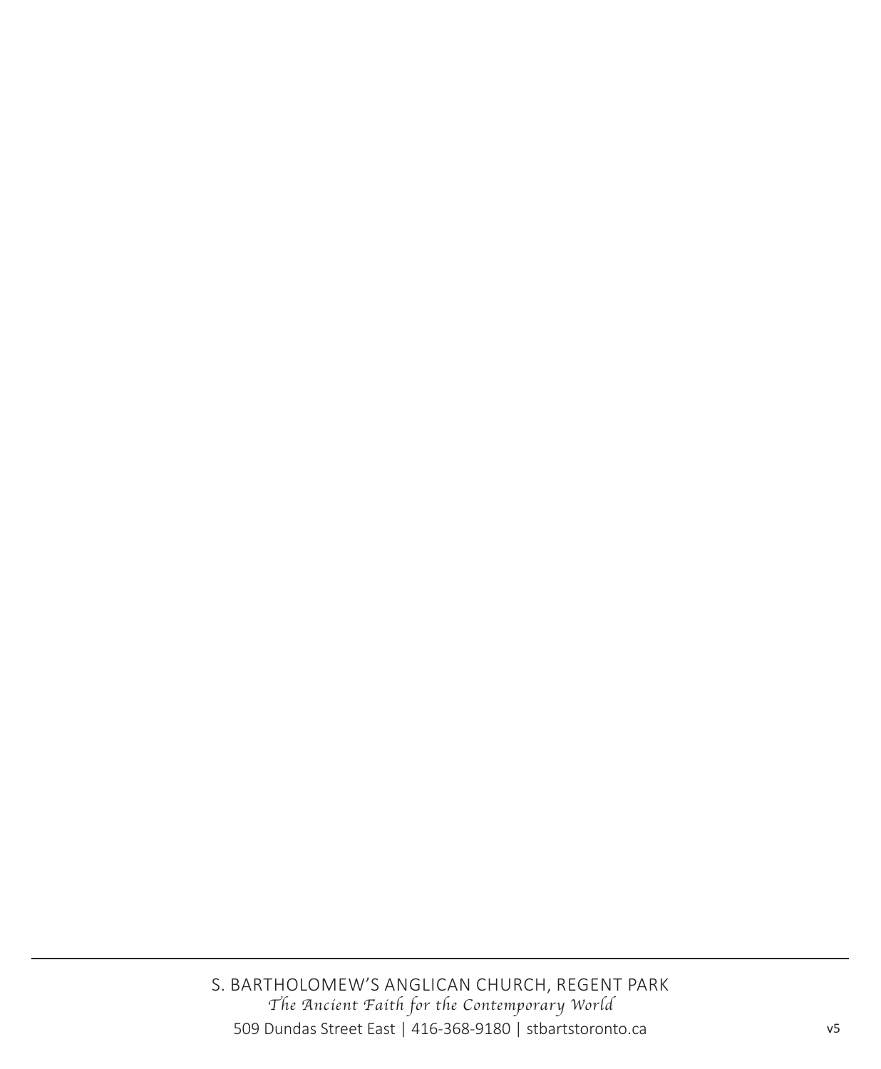S. BARTHOLOMEW'S ANGLICAN CHURCH, REGENT PARK

*The Ancient Faith for the Contemporary World*

509 Dundas Street East | 416-368-9180 | stbartstoronto.ca

v5